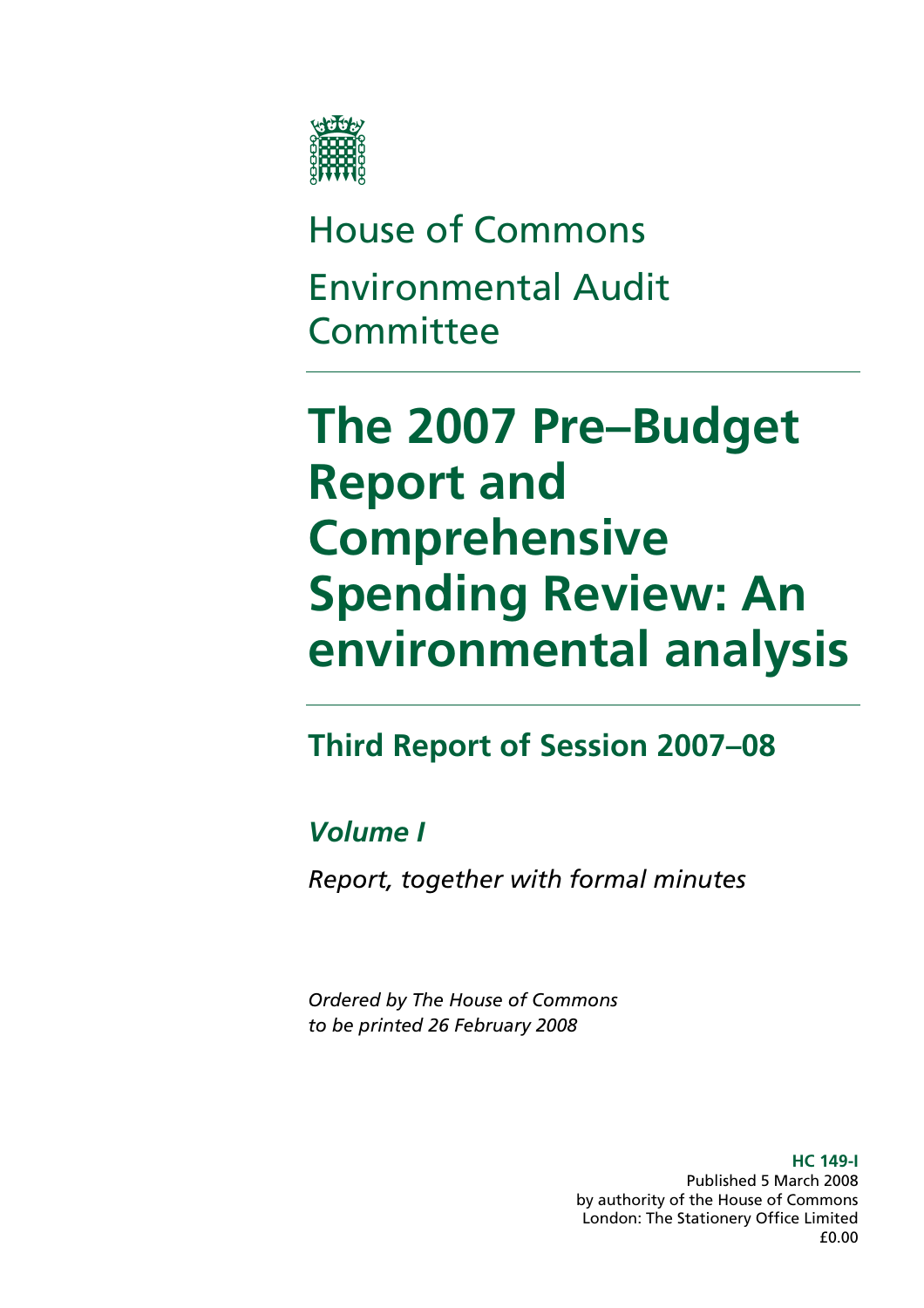# House of Commons

## Environmental Audit Committee

# The 2007 Pre–Budget Report and Comprehensive Spending Review: An environmental analysis

## Third Report of Session 2007–08

### *Volume I*

*Report, together with formal minutes*

*Ordered by The House of Commons to be printed 26 February 2008*

**HC 149-I**
Published 5 March 2008
by authority of the House of Commons
London: The Stationery Office Limited
£0.00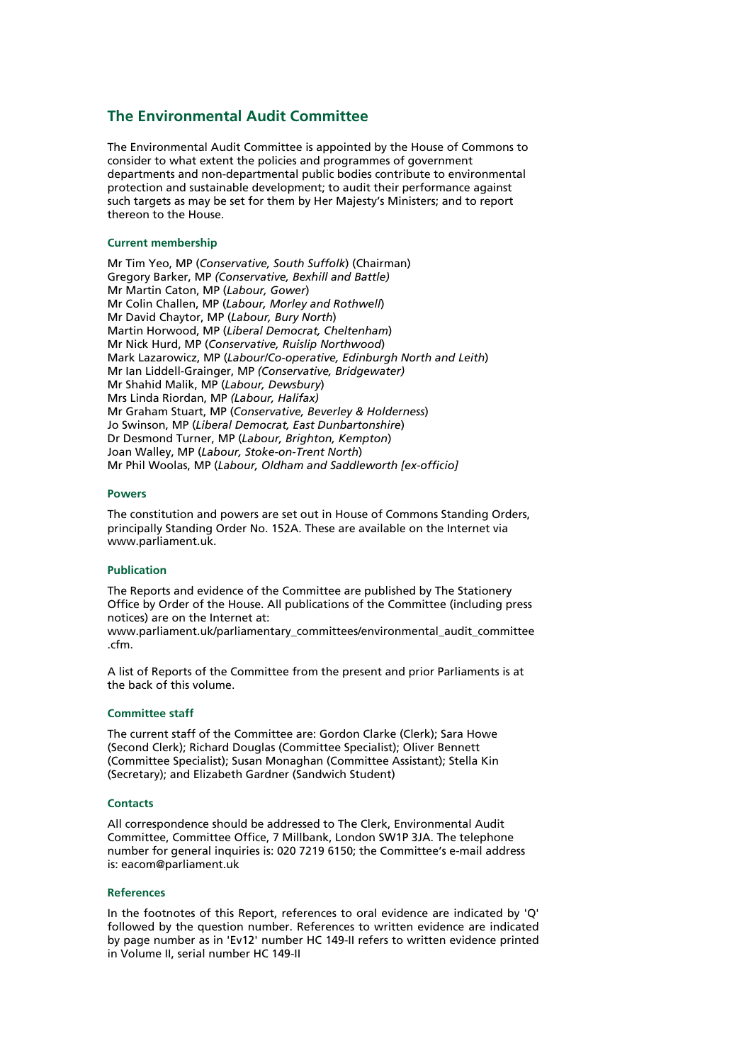## The Environmental Audit Committee

The Environmental Audit Committee is appointed by the House of Commons to consider to what extent the policies and programmes of government departments and non-departmental public bodies contribute to environmental protection and sustainable development; to audit their performance against such targets as may be set for them by Her Majesty's Ministers; and to report thereon to the House.

### Current membership

Mr Tim Yeo, MP (*Conservative, South Suffolk*) (Chairman)
Gregory Barker, MP *(Conservative, Bexhill and Battle)*
Mr Martin Caton, MP (*Labour, Gower*)
Mr Colin Challen, MP (*Labour, Morley and Rothwell*)
Mr David Chaytor, MP (*Labour, Bury North*)
Martin Horwood, MP (*Liberal Democrat, Cheltenham*)
Mr Nick Hurd, MP (*Conservative, Ruislip Northwood*)
Mark Lazarowicz, MP (*Labour/Co-operative, Edinburgh North and Leith*)
Mr Ian Liddell-Grainger, MP *(Conservative, Bridgewater)*
Mr Shahid Malik, MP (*Labour, Dewsbury*)
Mrs Linda Riordan, MP *(Labour, Halifax)*
Mr Graham Stuart, MP (*Conservative, Beverley & Holderness*)
Jo Swinson, MP (*Liberal Democrat, East Dunbartonshire*)
Dr Desmond Turner, MP (*Labour, Brighton, Kempton*)
Joan Walley, MP (*Labour, Stoke-on-Trent North*)
Mr Phil Woolas, MP (*Labour, Oldham and Saddleworth [ex-officio]*

### Powers

The constitution and powers are set out in House of Commons Standing Orders, principally Standing Order No. 152A. These are available on the Internet via www.parliament.uk.

### Publication

The Reports and evidence of the Committee are published by The Stationery Office by Order of the House. All publications of the Committee (including press notices) are on the Internet at:
www.parliament.uk/parliamentary_committees/environmental_audit_committee.cfm.

A list of Reports of the Committee from the present and prior Parliaments is at the back of this volume.

### Committee staff

The current staff of the Committee are: Gordon Clarke (Clerk); Sara Howe (Second Clerk); Richard Douglas (Committee Specialist); Oliver Bennett (Committee Specialist); Susan Monaghan (Committee Assistant); Stella Kin (Secretary); and Elizabeth Gardner (Sandwich Student)

### Contacts

All correspondence should be addressed to The Clerk, Environmental Audit Committee, Committee Office, 7 Millbank, London SW1P 3JA. The telephone number for general inquiries is: 020 7219 6150; the Committee's e-mail address is: eacom@parliament.uk

### References

In the footnotes of this Report, references to oral evidence are indicated by 'Q' followed by the question number. References to written evidence are indicated by page number as in 'Ev12' number HC 149-II refers to written evidence printed in Volume II, serial number HC 149-II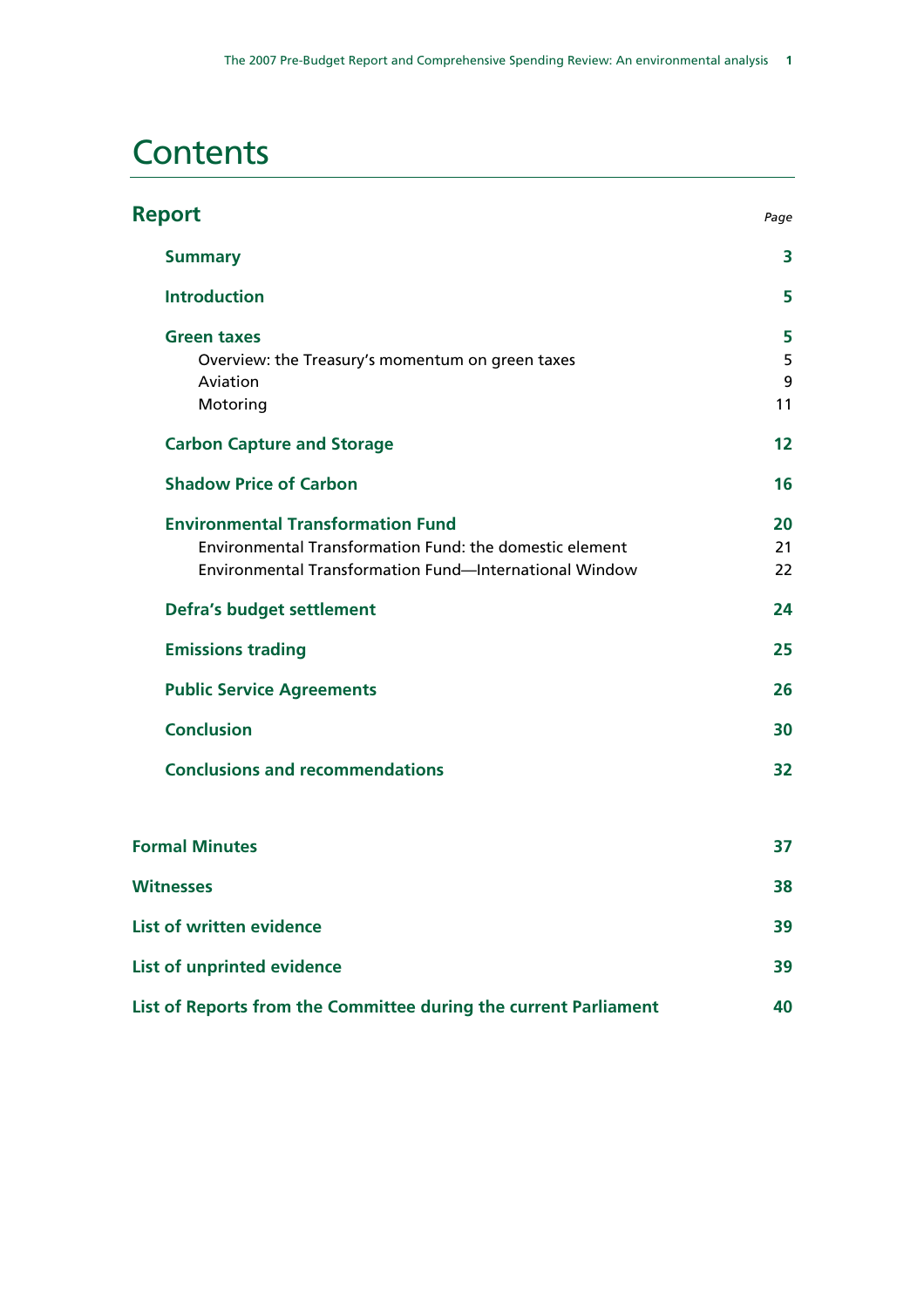# Contents

## Report

| | Page |
|---|---|
| **Summary** | **3** |
| **Introduction** | **5** |
| **Green taxes** | **5** |
| Overview: the Treasury's momentum on green taxes | 5 |
| Aviation | 9 |
| Motoring | 11 |
| **Carbon Capture and Storage** | **12** |
| **Shadow Price of Carbon** | **16** |
| **Environmental Transformation Fund** | **20** |
| Environmental Transformation Fund: the domestic element | 21 |
| Environmental Transformation Fund—International Window | 22 |
| **Defra's budget settlement** | **24** |
| **Emissions trading** | **25** |
| **Public Service Agreements** | **26** |
| **Conclusion** | **30** |
| **Conclusions and recommendations** | **32** |

| | |
|---|---|
| **Formal Minutes** | **37** |
| **Witnesses** | **38** |
| **List of written evidence** | **39** |
| **List of unprinted evidence** | **39** |
| **List of Reports from the Committee during the current Parliament** | **40** |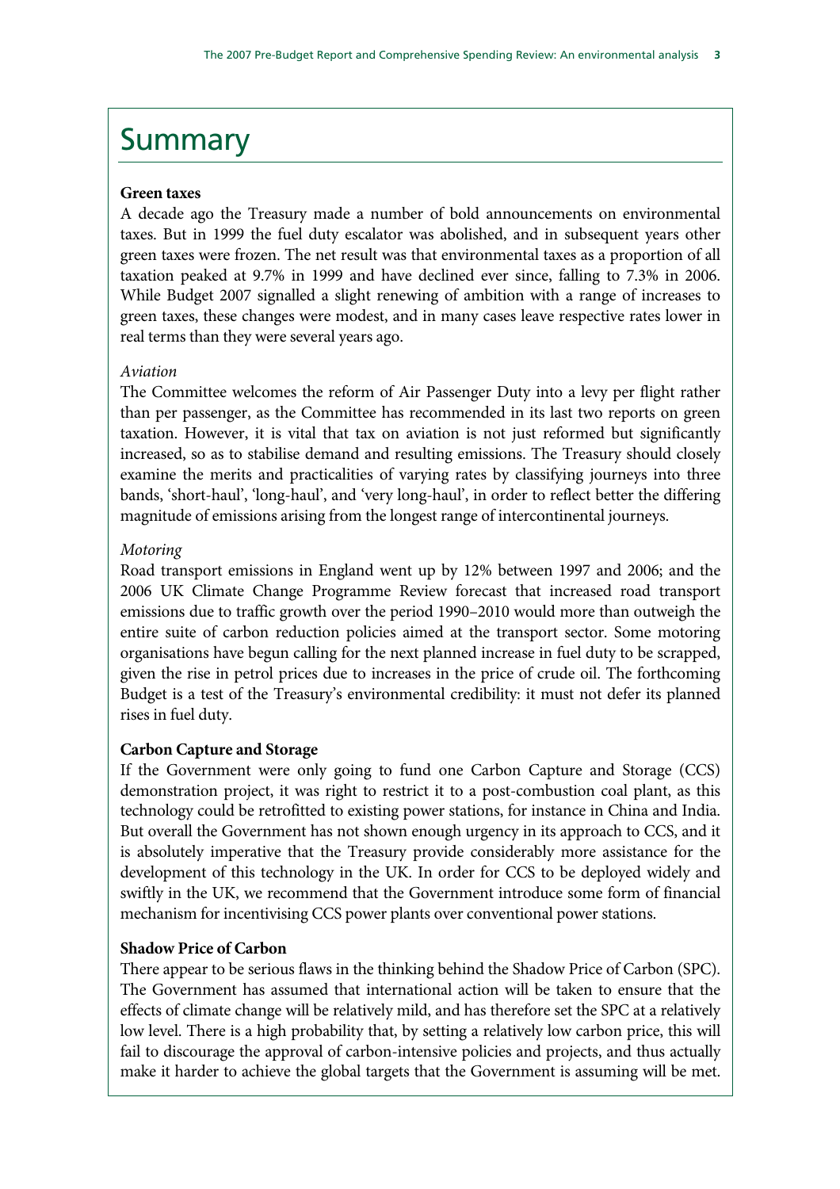# Summary

**Green taxes**

A decade ago the Treasury made a number of bold announcements on environmental taxes. But in 1999 the fuel duty escalator was abolished, and in subsequent years other green taxes were frozen. The net result was that environmental taxes as a proportion of all taxation peaked at 9.7% in 1999 and have declined ever since, falling to 7.3% in 2006. While Budget 2007 signalled a slight renewing of ambition with a range of increases to green taxes, these changes were modest, and in many cases leave respective rates lower in real terms than they were several years ago.

*Aviation*

The Committee welcomes the reform of Air Passenger Duty into a levy per flight rather than per passenger, as the Committee has recommended in its last two reports on green taxation. However, it is vital that tax on aviation is not just reformed but significantly increased, so as to stabilise demand and resulting emissions. The Treasury should closely examine the merits and practicalities of varying rates by classifying journeys into three bands, 'short-haul', 'long-haul', and 'very long-haul', in order to reflect better the differing magnitude of emissions arising from the longest range of intercontinental journeys.

*Motoring*

Road transport emissions in England went up by 12% between 1997 and 2006; and the 2006 UK Climate Change Programme Review forecast that increased road transport emissions due to traffic growth over the period 1990–2010 would more than outweigh the entire suite of carbon reduction policies aimed at the transport sector. Some motoring organisations have begun calling for the next planned increase in fuel duty to be scrapped, given the rise in petrol prices due to increases in the price of crude oil. The forthcoming Budget is a test of the Treasury's environmental credibility: it must not defer its planned rises in fuel duty.

**Carbon Capture and Storage**

If the Government were only going to fund one Carbon Capture and Storage (CCS) demonstration project, it was right to restrict it to a post-combustion coal plant, as this technology could be retrofitted to existing power stations, for instance in China and India. But overall the Government has not shown enough urgency in its approach to CCS, and it is absolutely imperative that the Treasury provide considerably more assistance for the development of this technology in the UK. In order for CCS to be deployed widely and swiftly in the UK, we recommend that the Government introduce some form of financial mechanism for incentivising CCS power plants over conventional power stations.

**Shadow Price of Carbon**

There appear to be serious flaws in the thinking behind the Shadow Price of Carbon (SPC). The Government has assumed that international action will be taken to ensure that the effects of climate change will be relatively mild, and has therefore set the SPC at a relatively low level. There is a high probability that, by setting a relatively low carbon price, this will fail to discourage the approval of carbon-intensive policies and projects, and thus actually make it harder to achieve the global targets that the Government is assuming will be met.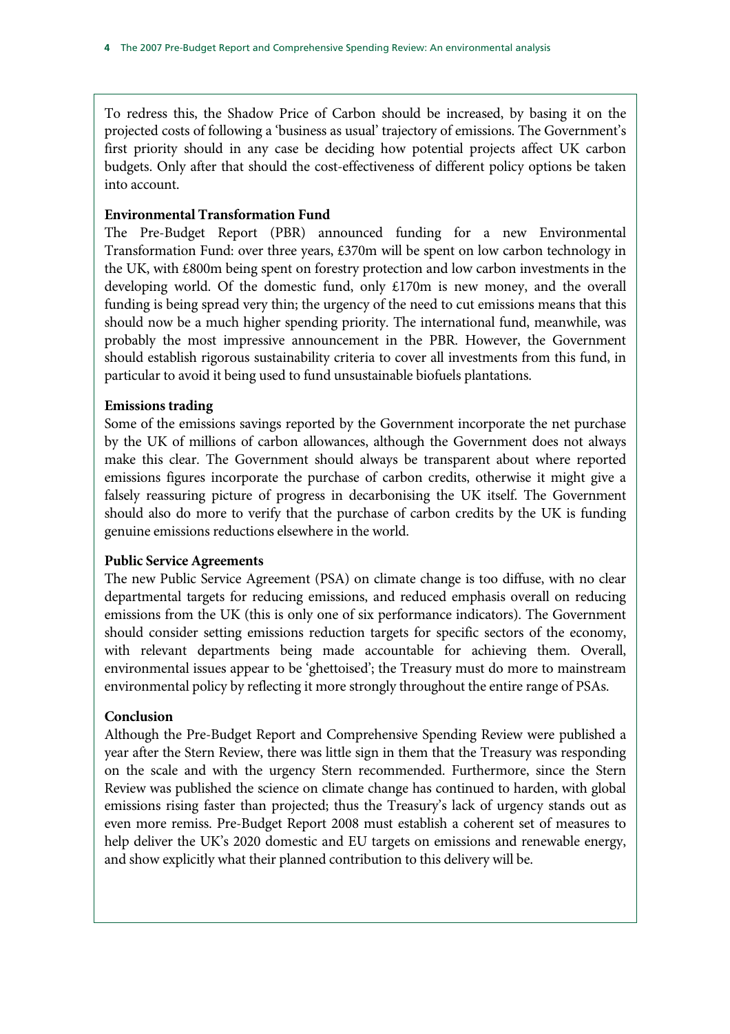To redress this, the Shadow Price of Carbon should be increased, by basing it on the projected costs of following a 'business as usual' trajectory of emissions. The Government's first priority should in any case be deciding how potential projects affect UK carbon budgets. Only after that should the cost-effectiveness of different policy options be taken into account.

**Environmental Transformation Fund**

The Pre-Budget Report (PBR) announced funding for a new Environmental Transformation Fund: over three years, £370m will be spent on low carbon technology in the UK, with £800m being spent on forestry protection and low carbon investments in the developing world. Of the domestic fund, only £170m is new money, and the overall funding is being spread very thin; the urgency of the need to cut emissions means that this should now be a much higher spending priority. The international fund, meanwhile, was probably the most impressive announcement in the PBR. However, the Government should establish rigorous sustainability criteria to cover all investments from this fund, in particular to avoid it being used to fund unsustainable biofuels plantations.

**Emissions trading**

Some of the emissions savings reported by the Government incorporate the net purchase by the UK of millions of carbon allowances, although the Government does not always make this clear. The Government should always be transparent about where reported emissions figures incorporate the purchase of carbon credits, otherwise it might give a falsely reassuring picture of progress in decarbonising the UK itself. The Government should also do more to verify that the purchase of carbon credits by the UK is funding genuine emissions reductions elsewhere in the world.

**Public Service Agreements**

The new Public Service Agreement (PSA) on climate change is too diffuse, with no clear departmental targets for reducing emissions, and reduced emphasis overall on reducing emissions from the UK (this is only one of six performance indicators). The Government should consider setting emissions reduction targets for specific sectors of the economy, with relevant departments being made accountable for achieving them. Overall, environmental issues appear to be 'ghettoised'; the Treasury must do more to mainstream environmental policy by reflecting it more strongly throughout the entire range of PSAs.

**Conclusion**

Although the Pre-Budget Report and Comprehensive Spending Review were published a year after the Stern Review, there was little sign in them that the Treasury was responding on the scale and with the urgency Stern recommended. Furthermore, since the Stern Review was published the science on climate change has continued to harden, with global emissions rising faster than projected; thus the Treasury's lack of urgency stands out as even more remiss. Pre-Budget Report 2008 must establish a coherent set of measures to help deliver the UK's 2020 domestic and EU targets on emissions and renewable energy, and show explicitly what their planned contribution to this delivery will be.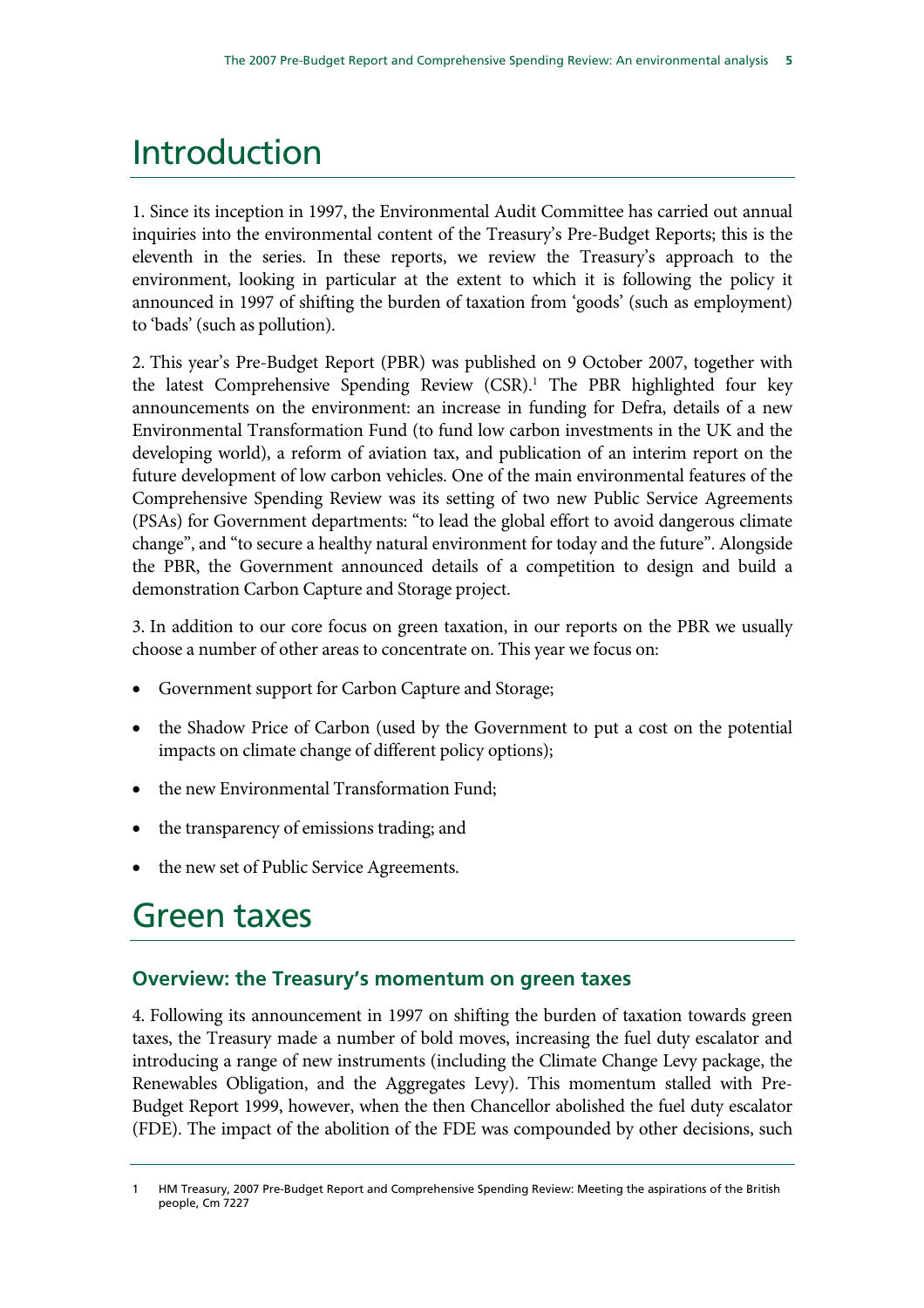# Introduction

1. Since its inception in 1997, the Environmental Audit Committee has carried out annual inquiries into the environmental content of the Treasury's Pre-Budget Reports; this is the eleventh in the series. In these reports, we review the Treasury's approach to the environment, looking in particular at the extent to which it is following the policy it announced in 1997 of shifting the burden of taxation from 'goods' (such as employment) to 'bads' (such as pollution).

2. This year's Pre-Budget Report (PBR) was published on 9 October 2007, together with the latest Comprehensive Spending Review (CSR).[1] The PBR highlighted four key announcements on the environment: an increase in funding for Defra, details of a new Environmental Transformation Fund (to fund low carbon investments in the UK and the developing world), a reform of aviation tax, and publication of an interim report on the future development of low carbon vehicles. One of the main environmental features of the Comprehensive Spending Review was its setting of two new Public Service Agreements (PSAs) for Government departments: "to lead the global effort to avoid dangerous climate change", and "to secure a healthy natural environment for today and the future". Alongside the PBR, the Government announced details of a competition to design and build a demonstration Carbon Capture and Storage project.

3. In addition to our core focus on green taxation, in our reports on the PBR we usually choose a number of other areas to concentrate on. This year we focus on:

- Government support for Carbon Capture and Storage;
- the Shadow Price of Carbon (used by the Government to put a cost on the potential impacts on climate change of different policy options);
- the new Environmental Transformation Fund;
- the transparency of emissions trading; and
- the new set of Public Service Agreements.

# Green taxes

## Overview: the Treasury's momentum on green taxes

4. Following its announcement in 1997 on shifting the burden of taxation towards green taxes, the Treasury made a number of bold moves, increasing the fuel duty escalator and introducing a range of new instruments (including the Climate Change Levy package, the Renewables Obligation, and the Aggregates Levy). This momentum stalled with Pre-Budget Report 1999, however, when the then Chancellor abolished the fuel duty escalator (FDE). The impact of the abolition of the FDE was compounded by other decisions, such

1 HM Treasury, 2007 Pre-Budget Report and Comprehensive Spending Review: Meeting the aspirations of the British people, Cm 7227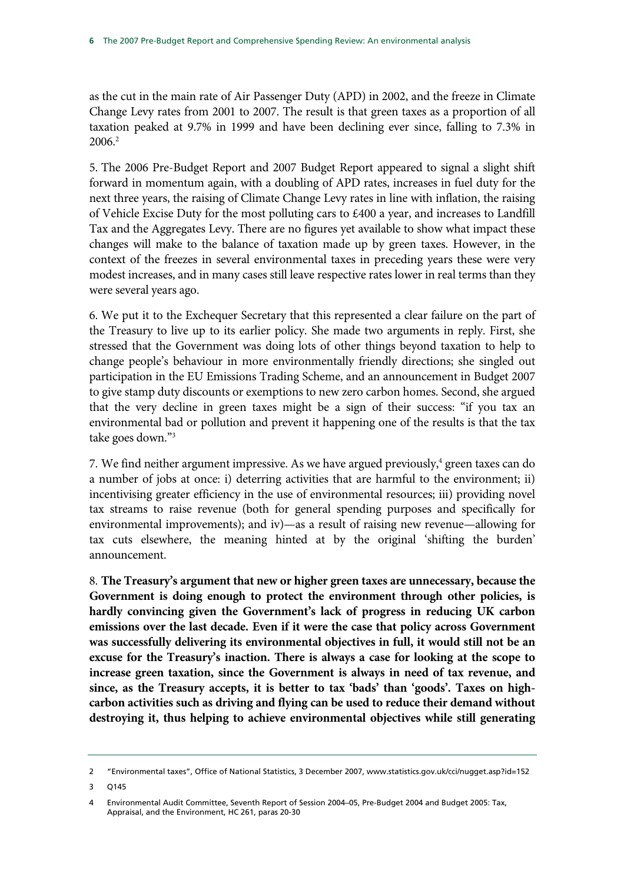as the cut in the main rate of Air Passenger Duty (APD) in 2002, and the freeze in Climate Change Levy rates from 2001 to 2007. The result is that green taxes as a proportion of all taxation peaked at 9.7% in 1999 and have been declining ever since, falling to 7.3% in 2006.[2]

5. The 2006 Pre-Budget Report and 2007 Budget Report appeared to signal a slight shift forward in momentum again, with a doubling of APD rates, increases in fuel duty for the next three years, the raising of Climate Change Levy rates in line with inflation, the raising of Vehicle Excise Duty for the most polluting cars to £400 a year, and increases to Landfill Tax and the Aggregates Levy. There are no figures yet available to show what impact these changes will make to the balance of taxation made up by green taxes. However, in the context of the freezes in several environmental taxes in preceding years these were very modest increases, and in many cases still leave respective rates lower in real terms than they were several years ago.

6. We put it to the Exchequer Secretary that this represented a clear failure on the part of the Treasury to live up to its earlier policy. She made two arguments in reply. First, she stressed that the Government was doing lots of other things beyond taxation to help to change people's behaviour in more environmentally friendly directions; she singled out participation in the EU Emissions Trading Scheme, and an announcement in Budget 2007 to give stamp duty discounts or exemptions to new zero carbon homes. Second, she argued that the very decline in green taxes might be a sign of their success: "if you tax an environmental bad or pollution and prevent it happening one of the results is that the tax take goes down."[3]

7. We find neither argument impressive. As we have argued previously,[4] green taxes can do a number of jobs at once: i) deterring activities that are harmful to the environment; ii) incentivising greater efficiency in the use of environmental resources; iii) providing novel tax streams to raise revenue (both for general spending purposes and specifically for environmental improvements); and iv)—as a result of raising new revenue—allowing for tax cuts elsewhere, the meaning hinted at by the original 'shifting the burden' announcement.

8. **The Treasury's argument that new or higher green taxes are unnecessary, because the Government is doing enough to protect the environment through other policies, is hardly convincing given the Government's lack of progress in reducing UK carbon emissions over the last decade. Even if it were the case that policy across Government was successfully delivering its environmental objectives in full, it would still not be an excuse for the Treasury's inaction. There is always a case for looking at the scope to increase green taxation, since the Government is always in need of tax revenue, and since, as the Treasury accepts, it is better to tax 'bads' than 'goods'. Taxes on high-carbon activities such as driving and flying can be used to reduce their demand without destroying it, thus helping to achieve environmental objectives while still generating**

---

2 "Environmental taxes", Office of National Statistics, 3 December 2007, www.statistics.gov.uk/cci/nugget.asp?id=152

3 Q145

4 Environmental Audit Committee, Seventh Report of Session 2004–05, Pre-Budget 2004 and Budget 2005: Tax, Appraisal, and the Environment, HC 261, paras 20-30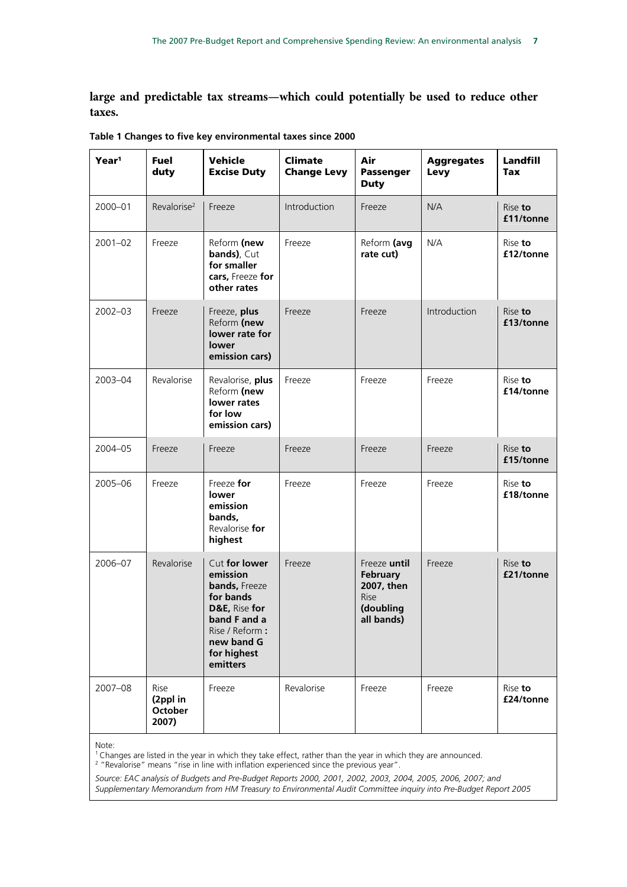**large and predictable tax streams—which could potentially be used to reduce other taxes.**

**Table 1 Changes to five key environmental taxes since 2000**

| Year[1] | Fuel duty | Vehicle Excise Duty | Climate Change Levy | Air Passenger Duty | Aggregates Levy | Landfill Tax |
|---|---|---|---|---|---|---|
| 2000–01 | Revalorise[2] | Freeze | Introduction | Freeze | N/A | Rise **to £11/tonne** |
| 2001–02 | Freeze | Reform **(new bands)**, Cut **for smaller cars,** Freeze **for other rates** | Freeze | Reform **(avg rate cut)** | N/A | Rise **to £12/tonne** |
| 2002–03 | Freeze | Freeze, **plus** Reform **(new lower rate for lower emission cars)** | Freeze | Freeze | Introduction | Rise **to £13/tonne** |
| 2003–04 | Revalorise | Revalorise, **plus** Reform **(new lower rates for low emission cars)** | Freeze | Freeze | Freeze | Rise **to £14/tonne** |
| 2004–05 | Freeze | Freeze | Freeze | Freeze | Freeze | Rise **to £15/tonne** |
| 2005–06 | Freeze | Freeze **for lower emission bands,** Revalorise **for highest** | Freeze | Freeze | Freeze | Rise **to £18/tonne** |
| 2006–07 | Revalorise | Cut **for lower emission bands,** Freeze **for bands D&E,** Rise **for band F and a** Rise / Reform **: new band G for highest emitters** | Freeze | Freeze **until February 2007, then** Rise **(doubling all bands)** | Freeze | Rise **to £21/tonne** |
| 2007–08 | Rise **(2ppl in October 2007)** | Freeze | Revalorise | Freeze | Freeze | Rise **to £24/tonne** |

Note:
[1] Changes are listed in the year in which they take effect, rather than the year in which they are announced.
[2] "Revalorise" means "rise in line with inflation experienced since the previous year".

*Source: EAC analysis of Budgets and Pre-Budget Reports 2000, 2001, 2002, 2003, 2004, 2005, 2006, 2007; and Supplementary Memorandum from HM Treasury to Environmental Audit Committee inquiry into Pre-Budget Report 2005*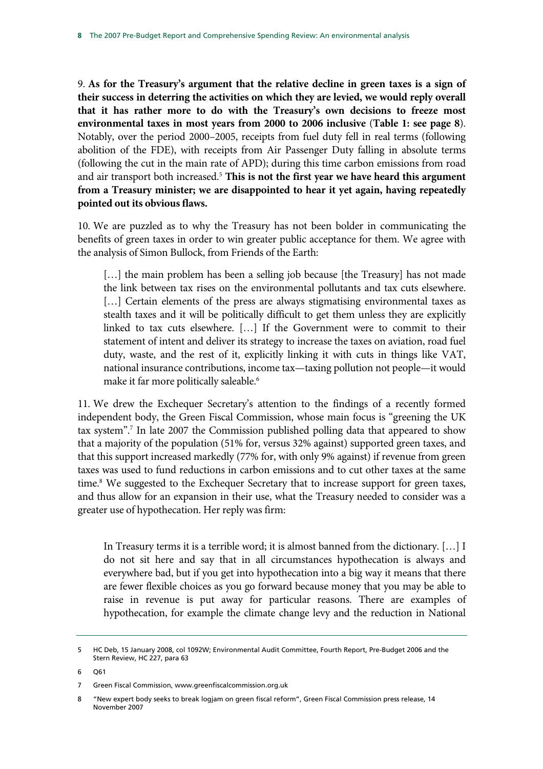9. **As for the Treasury's argument that the relative decline in green taxes is a sign of their success in deterring the activities on which they are levied, we would reply overall that it has rather more to do with the Treasury's own decisions to freeze most environmental taxes in most years from 2000 to 2006 inclusive** (**Table 1: see page 8**). Notably, over the period 2000–2005, receipts from fuel duty fell in real terms (following abolition of the FDE), with receipts from Air Passenger Duty falling in absolute terms (following the cut in the main rate of APD); during this time carbon emissions from road and air transport both increased.[5] **This is not the first year we have heard this argument from a Treasury minister; we are disappointed to hear it yet again, having repeatedly pointed out its obvious flaws.**

10. We are puzzled as to why the Treasury has not been bolder in communicating the benefits of green taxes in order to win greater public acceptance for them. We agree with the analysis of Simon Bullock, from Friends of the Earth:

> […] the main problem has been a selling job because [the Treasury] has not made the link between tax rises on the environmental pollutants and tax cuts elsewhere. […] Certain elements of the press are always stigmatising environmental taxes as stealth taxes and it will be politically difficult to get them unless they are explicitly linked to tax cuts elsewhere. […] If the Government were to commit to their statement of intent and deliver its strategy to increase the taxes on aviation, road fuel duty, waste, and the rest of it, explicitly linking it with cuts in things like VAT, national insurance contributions, income tax—taxing pollution not people—it would make it far more politically saleable.[6]

11. We drew the Exchequer Secretary's attention to the findings of a recently formed independent body, the Green Fiscal Commission, whose main focus is "greening the UK tax system".[7] In late 2007 the Commission published polling data that appeared to show that a majority of the population (51% for, versus 32% against) supported green taxes, and that this support increased markedly (77% for, with only 9% against) if revenue from green taxes was used to fund reductions in carbon emissions and to cut other taxes at the same time.[8] We suggested to the Exchequer Secretary that to increase support for green taxes, and thus allow for an expansion in their use, what the Treasury needed to consider was a greater use of hypothecation. Her reply was firm:

> In Treasury terms it is a terrible word; it is almost banned from the dictionary. […] I do not sit here and say that in all circumstances hypothecation is always and everywhere bad, but if you get into hypothecation into a big way it means that there are fewer flexible choices as you go forward because money that you may be able to raise in revenue is put away for particular reasons. There are examples of hypothecation, for example the climate change levy and the reduction in National

---

5 HC Deb, 15 January 2008, col 1092W; Environmental Audit Committee, Fourth Report, Pre-Budget 2006 and the Stern Review, HC 227, para 63

6 Q61

7 Green Fiscal Commission, www.greenfiscalcommission.org.uk

8 "New expert body seeks to break logjam on green fiscal reform", Green Fiscal Commission press release, 14 November 2007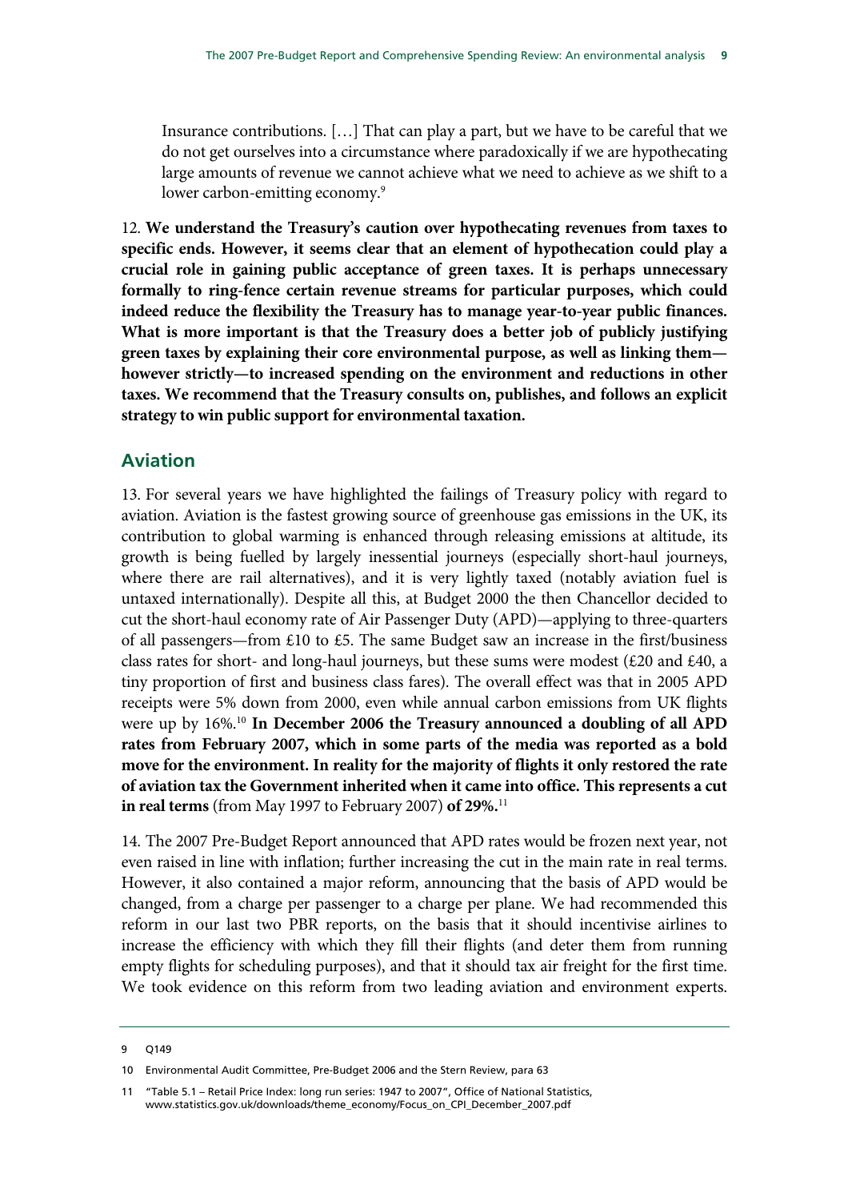Insurance contributions. […] That can play a part, but we have to be careful that we do not get ourselves into a circumstance where paradoxically if we are hypothecating large amounts of revenue we cannot achieve what we need to achieve as we shift to a lower carbon-emitting economy.[9]

12. **We understand the Treasury's caution over hypothecating revenues from taxes to specific ends. However, it seems clear that an element of hypothecation could play a crucial role in gaining public acceptance of green taxes. It is perhaps unnecessary formally to ring-fence certain revenue streams for particular purposes, which could indeed reduce the flexibility the Treasury has to manage year-to-year public finances. What is more important is that the Treasury does a better job of publicly justifying green taxes by explaining their core environmental purpose, as well as linking them—however strictly—to increased spending on the environment and reductions in other taxes. We recommend that the Treasury consults on, publishes, and follows an explicit strategy to win public support for environmental taxation.**

## Aviation

13. For several years we have highlighted the failings of Treasury policy with regard to aviation. Aviation is the fastest growing source of greenhouse gas emissions in the UK, its contribution to global warming is enhanced through releasing emissions at altitude, its growth is being fuelled by largely inessential journeys (especially short-haul journeys, where there are rail alternatives), and it is very lightly taxed (notably aviation fuel is untaxed internationally). Despite all this, at Budget 2000 the then Chancellor decided to cut the short-haul economy rate of Air Passenger Duty (APD)—applying to three-quarters of all passengers—from £10 to £5. The same Budget saw an increase in the first/business class rates for short- and long-haul journeys, but these sums were modest (£20 and £40, a tiny proportion of first and business class fares). The overall effect was that in 2005 APD receipts were 5% down from 2000, even while annual carbon emissions from UK flights were up by 16%.[10] **In December 2006 the Treasury announced a doubling of all APD rates from February 2007, which in some parts of the media was reported as a bold move for the environment. In reality for the majority of flights it only restored the rate of aviation tax the Government inherited when it came into office. This represents a cut in real terms** (from May 1997 to February 2007) **of 29%.**[11]

14. The 2007 Pre-Budget Report announced that APD rates would be frozen next year, not even raised in line with inflation; further increasing the cut in the main rate in real terms. However, it also contained a major reform, announcing that the basis of APD would be changed, from a charge per passenger to a charge per plane. We had recommended this reform in our last two PBR reports, on the basis that it should incentivise airlines to increase the efficiency with which they fill their flights (and deter them from running empty flights for scheduling purposes), and that it should tax air freight for the first time. We took evidence on this reform from two leading aviation and environment experts.

9 Q149

10 Environmental Audit Committee, Pre-Budget 2006 and the Stern Review, para 63

11 "Table 5.1 – Retail Price Index: long run series: 1947 to 2007", Office of National Statistics, www.statistics.gov.uk/downloads/theme_economy/Focus_on_CPI_December_2007.pdf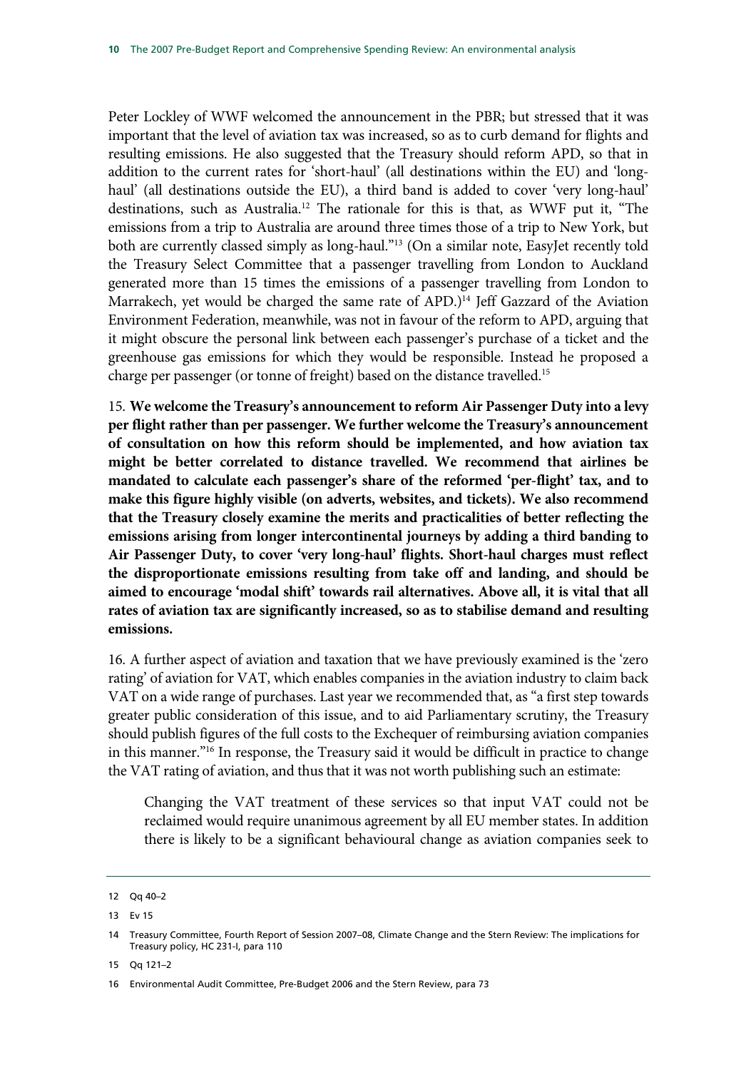Peter Lockley of WWF welcomed the announcement in the PBR; but stressed that it was important that the level of aviation tax was increased, so as to curb demand for flights and resulting emissions. He also suggested that the Treasury should reform APD, so that in addition to the current rates for 'short-haul' (all destinations within the EU) and 'long-haul' (all destinations outside the EU), a third band is added to cover 'very long-haul' destinations, such as Australia.[12] The rationale for this is that, as WWF put it, "The emissions from a trip to Australia are around three times those of a trip to New York, but both are currently classed simply as long-haul."[13] (On a similar note, EasyJet recently told the Treasury Select Committee that a passenger travelling from London to Auckland generated more than 15 times the emissions of a passenger travelling from London to Marrakech, yet would be charged the same rate of APD.)[14] Jeff Gazzard of the Aviation Environment Federation, meanwhile, was not in favour of the reform to APD, arguing that it might obscure the personal link between each passenger's purchase of a ticket and the greenhouse gas emissions for which they would be responsible. Instead he proposed a charge per passenger (or tonne of freight) based on the distance travelled.[15]

15. **We welcome the Treasury's announcement to reform Air Passenger Duty into a levy per flight rather than per passenger. We further welcome the Treasury's announcement of consultation on how this reform should be implemented, and how aviation tax might be better correlated to distance travelled. We recommend that airlines be mandated to calculate each passenger's share of the reformed 'per-flight' tax, and to make this figure highly visible (on adverts, websites, and tickets). We also recommend that the Treasury closely examine the merits and practicalities of better reflecting the emissions arising from longer intercontinental journeys by adding a third banding to Air Passenger Duty, to cover 'very long-haul' flights. Short-haul charges must reflect the disproportionate emissions resulting from take off and landing, and should be aimed to encourage 'modal shift' towards rail alternatives. Above all, it is vital that all rates of aviation tax are significantly increased, so as to stabilise demand and resulting emissions.**

16. A further aspect of aviation and taxation that we have previously examined is the 'zero rating' of aviation for VAT, which enables companies in the aviation industry to claim back VAT on a wide range of purchases. Last year we recommended that, as "a first step towards greater public consideration of this issue, and to aid Parliamentary scrutiny, the Treasury should publish figures of the full costs to the Exchequer of reimbursing aviation companies in this manner."[16] In response, the Treasury said it would be difficult in practice to change the VAT rating of aviation, and thus that it was not worth publishing such an estimate:

> Changing the VAT treatment of these services so that input VAT could not be reclaimed would require unanimous agreement by all EU member states. In addition there is likely to be a significant behavioural change as aviation companies seek to

---

12 Qq 40–2

13 Ev 15

14 Treasury Committee, Fourth Report of Session 2007–08, Climate Change and the Stern Review: The implications for Treasury policy, HC 231-I, para 110

15 Qq 121–2

16 Environmental Audit Committee, Pre-Budget 2006 and the Stern Review, para 73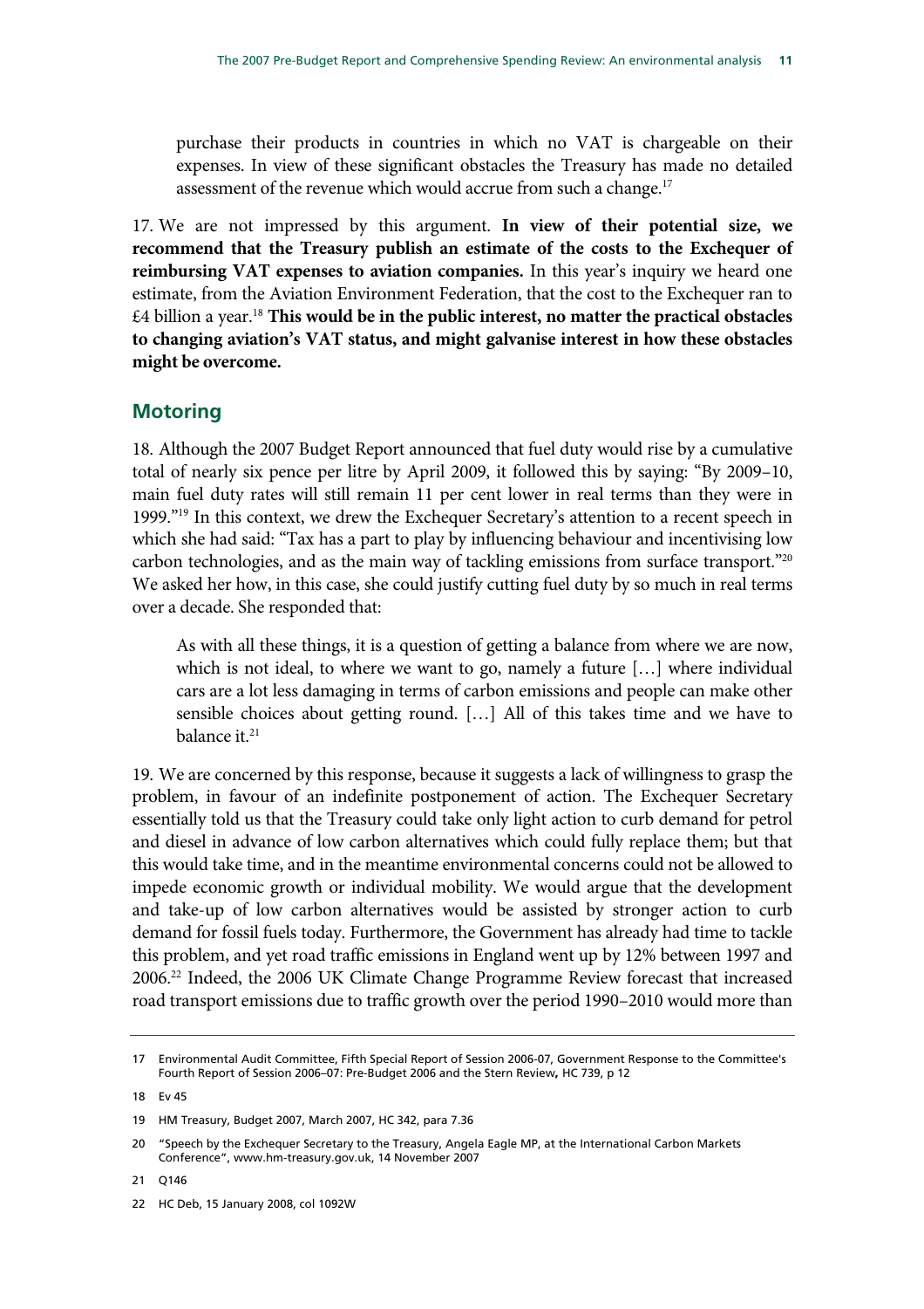purchase their products in countries in which no VAT is chargeable on their expenses. In view of these significant obstacles the Treasury has made no detailed assessment of the revenue which would accrue from such a change.[17]

17. We are not impressed by this argument. **In view of their potential size, we recommend that the Treasury publish an estimate of the costs to the Exchequer of reimbursing VAT expenses to aviation companies.** In this year's inquiry we heard one estimate, from the Aviation Environment Federation, that the cost to the Exchequer ran to £4 billion a year.[18] **This would be in the public interest, no matter the practical obstacles to changing aviation's VAT status, and might galvanise interest in how these obstacles might be overcome.**

## Motoring

18. Although the 2007 Budget Report announced that fuel duty would rise by a cumulative total of nearly six pence per litre by April 2009, it followed this by saying: "By 2009–10, main fuel duty rates will still remain 11 per cent lower in real terms than they were in 1999."[19] In this context, we drew the Exchequer Secretary's attention to a recent speech in which she had said: "Tax has a part to play by influencing behaviour and incentivising low carbon technologies, and as the main way of tackling emissions from surface transport."[20] We asked her how, in this case, she could justify cutting fuel duty by so much in real terms over a decade. She responded that:

> As with all these things, it is a question of getting a balance from where we are now, which is not ideal, to where we want to go, namely a future […] where individual cars are a lot less damaging in terms of carbon emissions and people can make other sensible choices about getting round. […] All of this takes time and we have to balance it.[21]

19. We are concerned by this response, because it suggests a lack of willingness to grasp the problem, in favour of an indefinite postponement of action. The Exchequer Secretary essentially told us that the Treasury could take only light action to curb demand for petrol and diesel in advance of low carbon alternatives which could fully replace them; but that this would take time, and in the meantime environmental concerns could not be allowed to impede economic growth or individual mobility. We would argue that the development and take-up of low carbon alternatives would be assisted by stronger action to curb demand for fossil fuels today. Furthermore, the Government has already had time to tackle this problem, and yet road traffic emissions in England went up by 12% between 1997 and 2006.[22] Indeed, the 2006 UK Climate Change Programme Review forecast that increased road transport emissions due to traffic growth over the period 1990–2010 would more than

---

17 Environmental Audit Committee, Fifth Special Report of Session 2006-07, Government Response to the Committee's Fourth Report of Session 2006–07: Pre-Budget 2006 and the Stern Review**,** HC 739, p 12

18 Ev 45

19 HM Treasury, Budget 2007, March 2007, HC 342, para 7.36

20 "Speech by the Exchequer Secretary to the Treasury, Angela Eagle MP, at the International Carbon Markets Conference", www.hm-treasury.gov.uk, 14 November 2007

21 Q146

22 HC Deb, 15 January 2008, col 1092W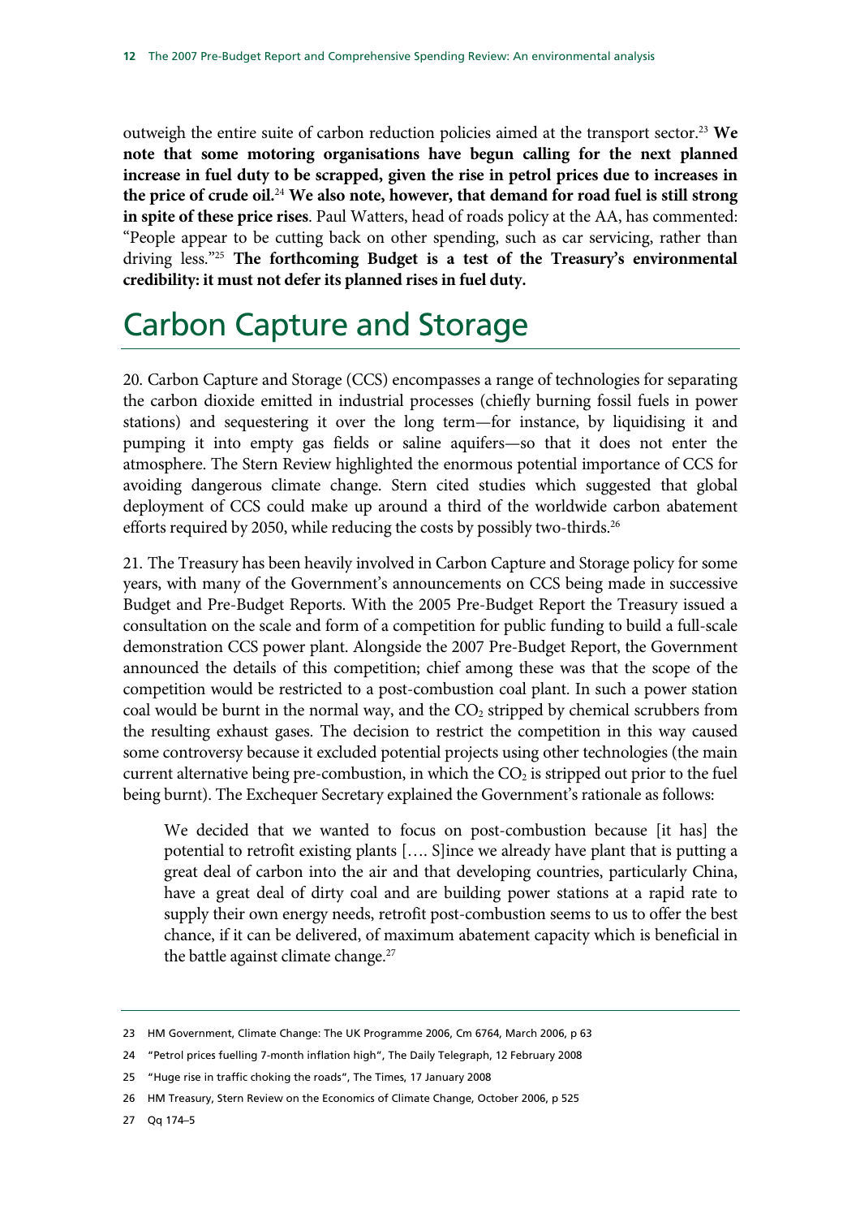outweigh the entire suite of carbon reduction policies aimed at the transport sector.[23] **We note that some motoring organisations have begun calling for the next planned increase in fuel duty to be scrapped, given the rise in petrol prices due to increases in the price of crude oil.**[24] **We also note, however, that demand for road fuel is still strong in spite of these price rises**. Paul Watters, head of roads policy at the AA, has commented: "People appear to be cutting back on other spending, such as car servicing, rather than driving less."[25] **The forthcoming Budget is a test of the Treasury's environmental credibility: it must not defer its planned rises in fuel duty.**

# Carbon Capture and Storage

20. Carbon Capture and Storage (CCS) encompasses a range of technologies for separating the carbon dioxide emitted in industrial processes (chiefly burning fossil fuels in power stations) and sequestering it over the long term—for instance, by liquidising it and pumping it into empty gas fields or saline aquifers—so that it does not enter the atmosphere. The Stern Review highlighted the enormous potential importance of CCS for avoiding dangerous climate change. Stern cited studies which suggested that global deployment of CCS could make up around a third of the worldwide carbon abatement efforts required by 2050, while reducing the costs by possibly two-thirds.[26]

21. The Treasury has been heavily involved in Carbon Capture and Storage policy for some years, with many of the Government's announcements on CCS being made in successive Budget and Pre-Budget Reports. With the 2005 Pre-Budget Report the Treasury issued a consultation on the scale and form of a competition for public funding to build a full-scale demonstration CCS power plant. Alongside the 2007 Pre-Budget Report, the Government announced the details of this competition; chief among these was that the scope of the competition would be restricted to a post-combustion coal plant. In such a power station coal would be burnt in the normal way, and the $CO_2$ stripped by chemical scrubbers from the resulting exhaust gases. The decision to restrict the competition in this way caused some controversy because it excluded potential projects using other technologies (the main current alternative being pre-combustion, in which the $CO_2$ is stripped out prior to the fuel being burnt). The Exchequer Secretary explained the Government's rationale as follows:

> We decided that we wanted to focus on post-combustion because [it has] the potential to retrofit existing plants […. S]ince we already have plant that is putting a great deal of carbon into the air and that developing countries, particularly China, have a great deal of dirty coal and are building power stations at a rapid rate to supply their own energy needs, retrofit post-combustion seems to us to offer the best chance, if it can be delivered, of maximum abatement capacity which is beneficial in the battle against climate change.[27]

---

23 HM Government, Climate Change: The UK Programme 2006, Cm 6764, March 2006, p 63

24 "Petrol prices fuelling 7-month inflation high", The Daily Telegraph, 12 February 2008

25 "Huge rise in traffic choking the roads", The Times, 17 January 2008

26 HM Treasury, Stern Review on the Economics of Climate Change, October 2006, p 525

27 Qq 174–5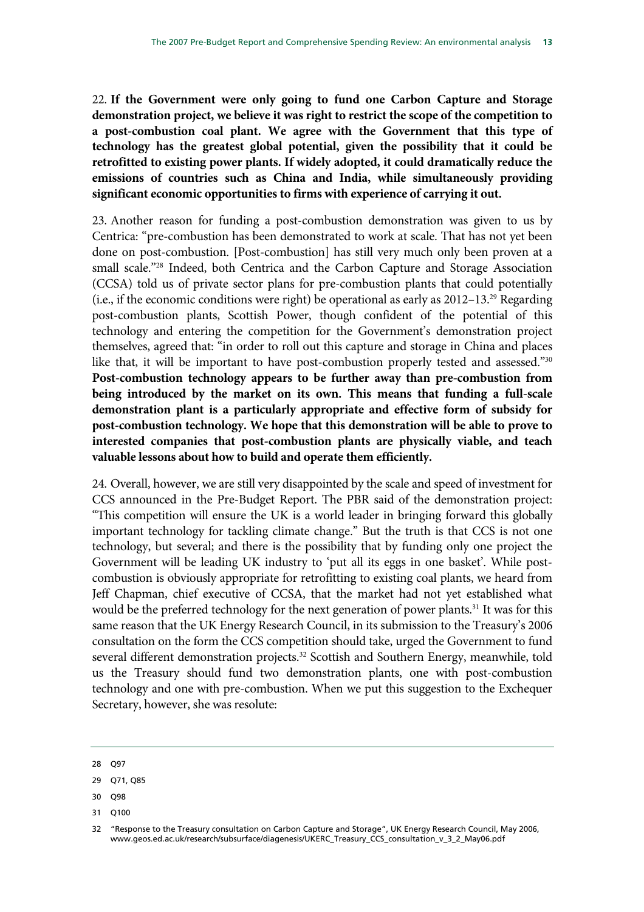22. **If the Government were only going to fund one Carbon Capture and Storage demonstration project, we believe it was right to restrict the scope of the competition to a post-combustion coal plant. We agree with the Government that this type of technology has the greatest global potential, given the possibility that it could be retrofitted to existing power plants. If widely adopted, it could dramatically reduce the emissions of countries such as China and India, while simultaneously providing significant economic opportunities to firms with experience of carrying it out.**

23. Another reason for funding a post-combustion demonstration was given to us by Centrica: "pre-combustion has been demonstrated to work at scale. That has not yet been done on post-combustion. [Post-combustion] has still very much only been proven at a small scale."[28] Indeed, both Centrica and the Carbon Capture and Storage Association (CCSA) told us of private sector plans for pre-combustion plants that could potentially (i.e., if the economic conditions were right) be operational as early as 2012–13.[29] Regarding post-combustion plants, Scottish Power, though confident of the potential of this technology and entering the competition for the Government's demonstration project themselves, agreed that: "in order to roll out this capture and storage in China and places like that, it will be important to have post-combustion properly tested and assessed."[30] **Post-combustion technology appears to be further away than pre-combustion from being introduced by the market on its own. This means that funding a full-scale demonstration plant is a particularly appropriate and effective form of subsidy for post-combustion technology. We hope that this demonstration will be able to prove to interested companies that post-combustion plants are physically viable, and teach valuable lessons about how to build and operate them efficiently.**

24. Overall, however, we are still very disappointed by the scale and speed of investment for CCS announced in the Pre-Budget Report. The PBR said of the demonstration project: "This competition will ensure the UK is a world leader in bringing forward this globally important technology for tackling climate change." But the truth is that CCS is not one technology, but several; and there is the possibility that by funding only one project the Government will be leading UK industry to 'put all its eggs in one basket'. While post-combustion is obviously appropriate for retrofitting to existing coal plants, we heard from Jeff Chapman, chief executive of CCSA, that the market had not yet established what would be the preferred technology for the next generation of power plants.[31] It was for this same reason that the UK Energy Research Council, in its submission to the Treasury's 2006 consultation on the form the CCS competition should take, urged the Government to fund several different demonstration projects.[32] Scottish and Southern Energy, meanwhile, told us the Treasury should fund two demonstration plants, one with post-combustion technology and one with pre-combustion. When we put this suggestion to the Exchequer Secretary, however, she was resolute:

---

28 Q97

29 Q71, Q85

30 Q98

31 Q100

32 "Response to the Treasury consultation on Carbon Capture and Storage", UK Energy Research Council, May 2006, www.geos.ed.ac.uk/research/subsurface/diagenesis/UKERC_Treasury_CCS_consultation_v_3_2_May06.pdf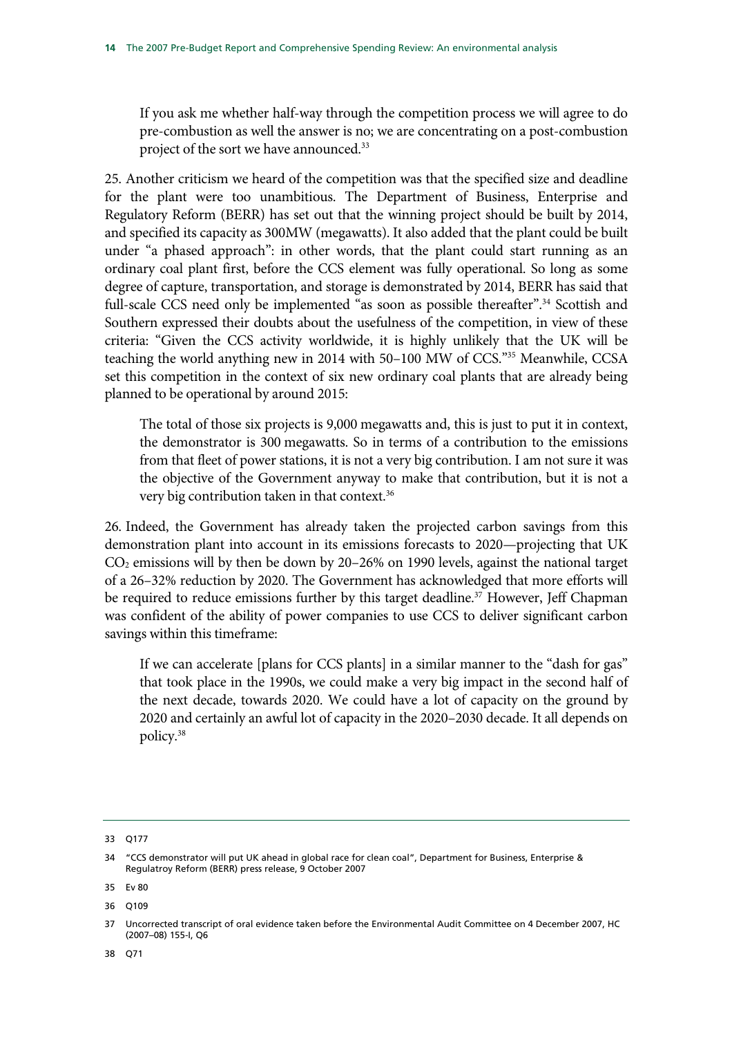> If you ask me whether half-way through the competition process we will agree to do pre-combustion as well the answer is no; we are concentrating on a post-combustion project of the sort we have announced.[33]

25. Another criticism we heard of the competition was that the specified size and deadline for the plant were too unambitious. The Department of Business, Enterprise and Regulatory Reform (BERR) has set out that the winning project should be built by 2014, and specified its capacity as 300MW (megawatts). It also added that the plant could be built under "a phased approach": in other words, that the plant could start running as an ordinary coal plant first, before the CCS element was fully operational. So long as some degree of capture, transportation, and storage is demonstrated by 2014, BERR has said that full-scale CCS need only be implemented "as soon as possible thereafter".[34] Scottish and Southern expressed their doubts about the usefulness of the competition, in view of these criteria: "Given the CCS activity worldwide, it is highly unlikely that the UK will be teaching the world anything new in 2014 with 50–100 MW of CCS."[35] Meanwhile, CCSA set this competition in the context of six new ordinary coal plants that are already being planned to be operational by around 2015:

> The total of those six projects is 9,000 megawatts and, this is just to put it in context, the demonstrator is 300 megawatts. So in terms of a contribution to the emissions from that fleet of power stations, it is not a very big contribution. I am not sure it was the objective of the Government anyway to make that contribution, but it is not a very big contribution taken in that context.[36]

26. Indeed, the Government has already taken the projected carbon savings from this demonstration plant into account in its emissions forecasts to 2020—projecting that UK $CO_2$ emissions will by then be down by 20–26% on 1990 levels, against the national target of a 26–32% reduction by 2020. The Government has acknowledged that more efforts will be required to reduce emissions further by this target deadline.[37] However, Jeff Chapman was confident of the ability of power companies to use CCS to deliver significant carbon savings within this timeframe:

> If we can accelerate [plans for CCS plants] in a similar manner to the "dash for gas" that took place in the 1990s, we could make a very big impact in the second half of the next decade, towards 2020. We could have a lot of capacity on the ground by 2020 and certainly an awful lot of capacity in the 2020–2030 decade. It all depends on policy.[38]

---

33 Q177

34 "CCS demonstrator will put UK ahead in global race for clean coal", Department for Business, Enterprise & Regulatroy Reform (BERR) press release, 9 October 2007

35 Ev 80

36 Q109

37 Uncorrected transcript of oral evidence taken before the Environmental Audit Committee on 4 December 2007, HC (2007–08) 155-I, Q6

38 Q71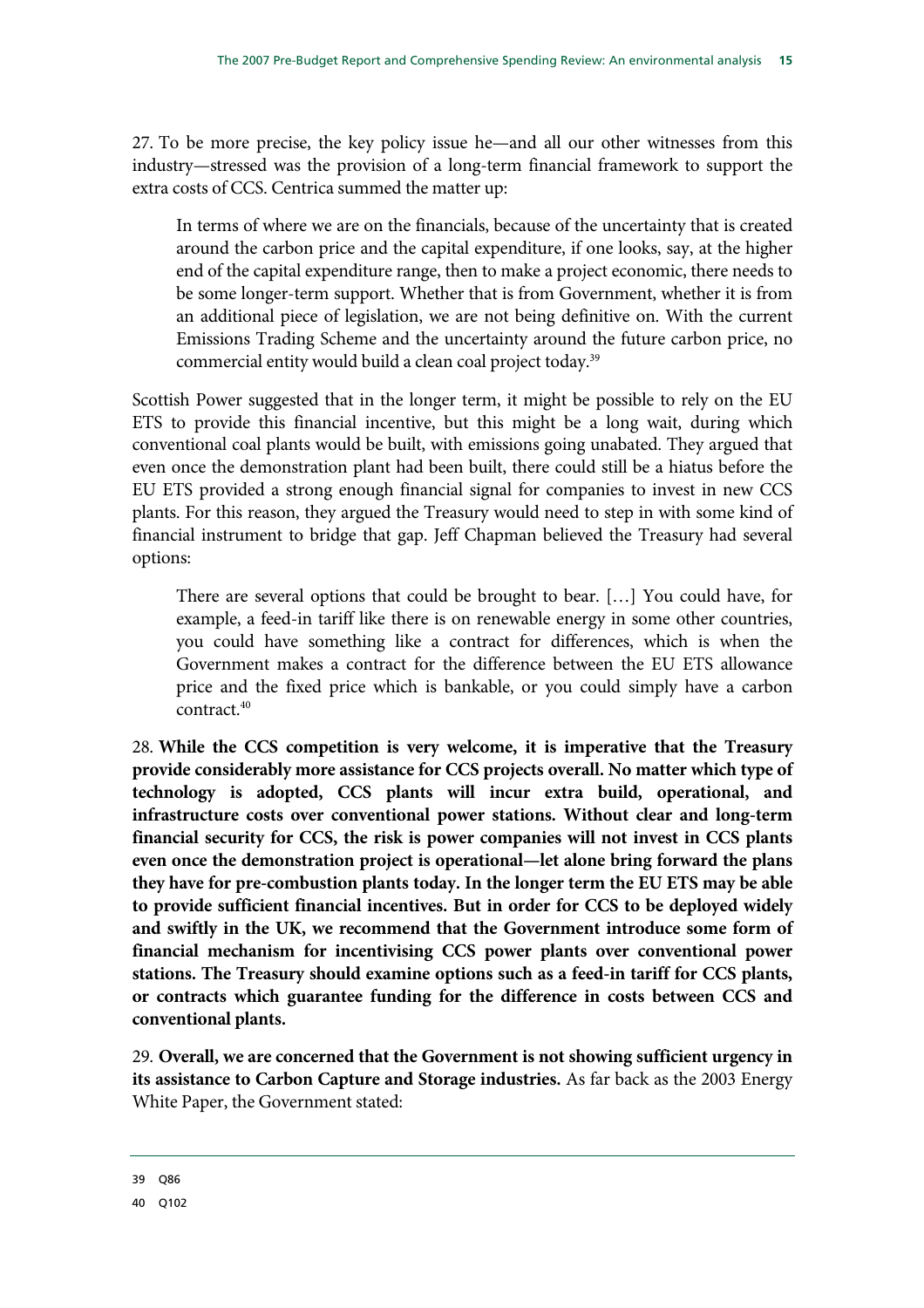27. To be more precise, the key policy issue he—and all our other witnesses from this industry—stressed was the provision of a long-term financial framework to support the extra costs of CCS. Centrica summed the matter up:

> In terms of where we are on the financials, because of the uncertainty that is created around the carbon price and the capital expenditure, if one looks, say, at the higher end of the capital expenditure range, then to make a project economic, there needs to be some longer-term support. Whether that is from Government, whether it is from an additional piece of legislation, we are not being definitive on. With the current Emissions Trading Scheme and the uncertainty around the future carbon price, no commercial entity would build a clean coal project today.[39]

Scottish Power suggested that in the longer term, it might be possible to rely on the EU ETS to provide this financial incentive, but this might be a long wait, during which conventional coal plants would be built, with emissions going unabated. They argued that even once the demonstration plant had been built, there could still be a hiatus before the EU ETS provided a strong enough financial signal for companies to invest in new CCS plants. For this reason, they argued the Treasury would need to step in with some kind of financial instrument to bridge that gap. Jeff Chapman believed the Treasury had several options:

> There are several options that could be brought to bear. […] You could have, for example, a feed-in tariff like there is on renewable energy in some other countries, you could have something like a contract for differences, which is when the Government makes a contract for the difference between the EU ETS allowance price and the fixed price which is bankable, or you could simply have a carbon contract.[40]

28. **While the CCS competition is very welcome, it is imperative that the Treasury provide considerably more assistance for CCS projects overall. No matter which type of technology is adopted, CCS plants will incur extra build, operational, and infrastructure costs over conventional power stations. Without clear and long-term financial security for CCS, the risk is power companies will not invest in CCS plants even once the demonstration project is operational—let alone bring forward the plans they have for pre-combustion plants today. In the longer term the EU ETS may be able to provide sufficient financial incentives. But in order for CCS to be deployed widely and swiftly in the UK, we recommend that the Government introduce some form of financial mechanism for incentivising CCS power plants over conventional power stations. The Treasury should examine options such as a feed-in tariff for CCS plants, or contracts which guarantee funding for the difference in costs between CCS and conventional plants.**

29. **Overall, we are concerned that the Government is not showing sufficient urgency in its assistance to Carbon Capture and Storage industries.** As far back as the 2003 Energy White Paper, the Government stated:

---

39 Q86

40 Q102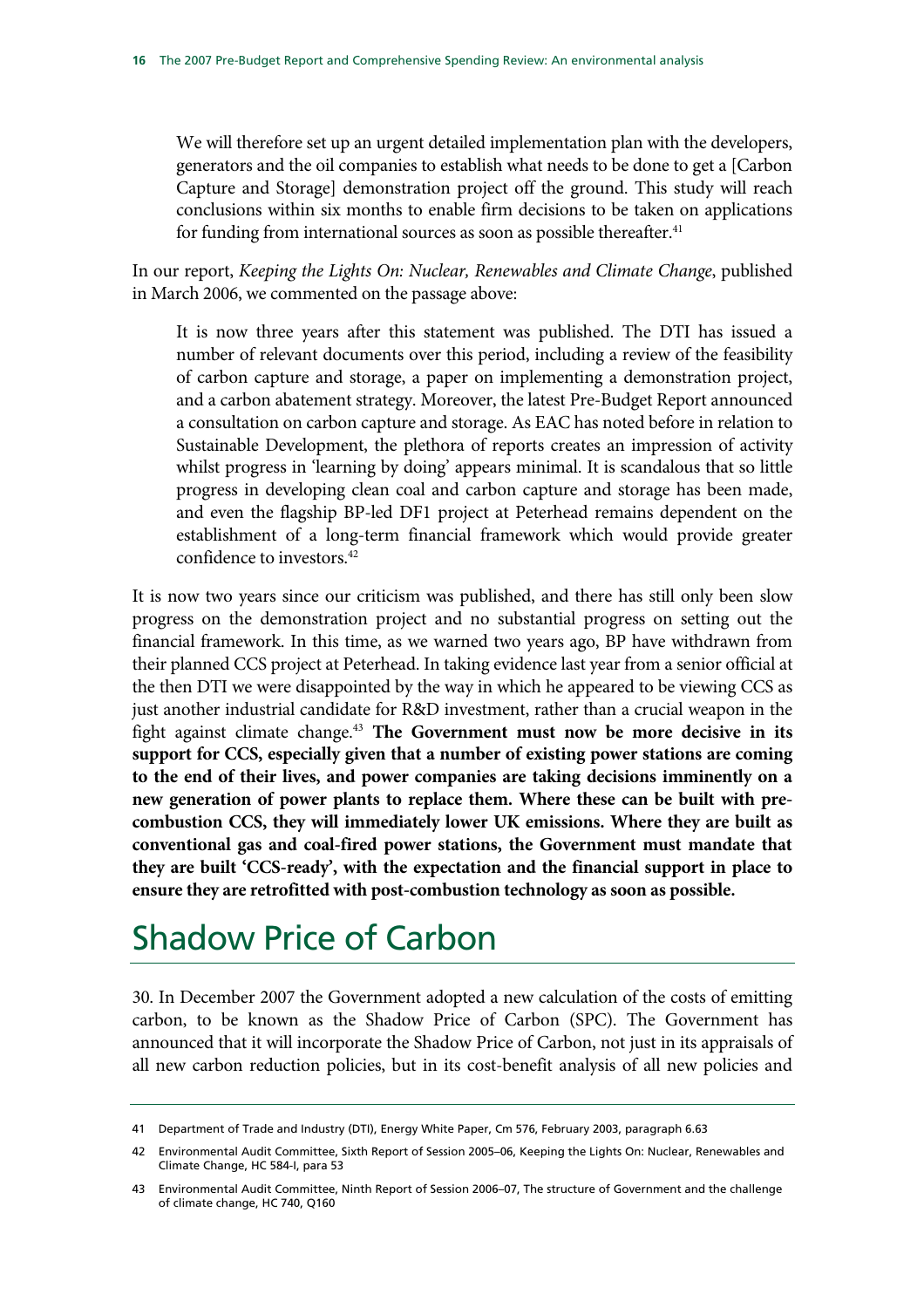> We will therefore set up an urgent detailed implementation plan with the developers, generators and the oil companies to establish what needs to be done to get a [Carbon Capture and Storage] demonstration project off the ground. This study will reach conclusions within six months to enable firm decisions to be taken on applications for funding from international sources as soon as possible thereafter.[41]

In our report, *Keeping the Lights On: Nuclear, Renewables and Climate Change*, published in March 2006, we commented on the passage above:

> It is now three years after this statement was published. The DTI has issued a number of relevant documents over this period, including a review of the feasibility of carbon capture and storage, a paper on implementing a demonstration project, and a carbon abatement strategy. Moreover, the latest Pre-Budget Report announced a consultation on carbon capture and storage. As EAC has noted before in relation to Sustainable Development, the plethora of reports creates an impression of activity whilst progress in 'learning by doing' appears minimal. It is scandalous that so little progress in developing clean coal and carbon capture and storage has been made, and even the flagship BP-led DF1 project at Peterhead remains dependent on the establishment of a long-term financial framework which would provide greater confidence to investors.[42]

It is now two years since our criticism was published, and there has still only been slow progress on the demonstration project and no substantial progress on setting out the financial framework. In this time, as we warned two years ago, BP have withdrawn from their planned CCS project at Peterhead. In taking evidence last year from a senior official at the then DTI we were disappointed by the way in which he appeared to be viewing CCS as just another industrial candidate for R&D investment, rather than a crucial weapon in the fight against climate change.[43] **The Government must now be more decisive in its support for CCS, especially given that a number of existing power stations are coming to the end of their lives, and power companies are taking decisions imminently on a new generation of power plants to replace them. Where these can be built with pre-combustion CCS, they will immediately lower UK emissions. Where they are built as conventional gas and coal-fired power stations, the Government must mandate that they are built 'CCS-ready', with the expectation and the financial support in place to ensure they are retrofitted with post-combustion technology as soon as possible.**

## Shadow Price of Carbon

30. In December 2007 the Government adopted a new calculation of the costs of emitting carbon, to be known as the Shadow Price of Carbon (SPC). The Government has announced that it will incorporate the Shadow Price of Carbon, not just in its appraisals of all new carbon reduction policies, but in its cost-benefit analysis of all new policies and

---

41 Department of Trade and Industry (DTI), Energy White Paper, Cm 576, February 2003, paragraph 6.63

42 Environmental Audit Committee, Sixth Report of Session 2005–06, Keeping the Lights On: Nuclear, Renewables and Climate Change, HC 584-I, para 53

43 Environmental Audit Committee, Ninth Report of Session 2006–07, The structure of Government and the challenge of climate change, HC 740, Q160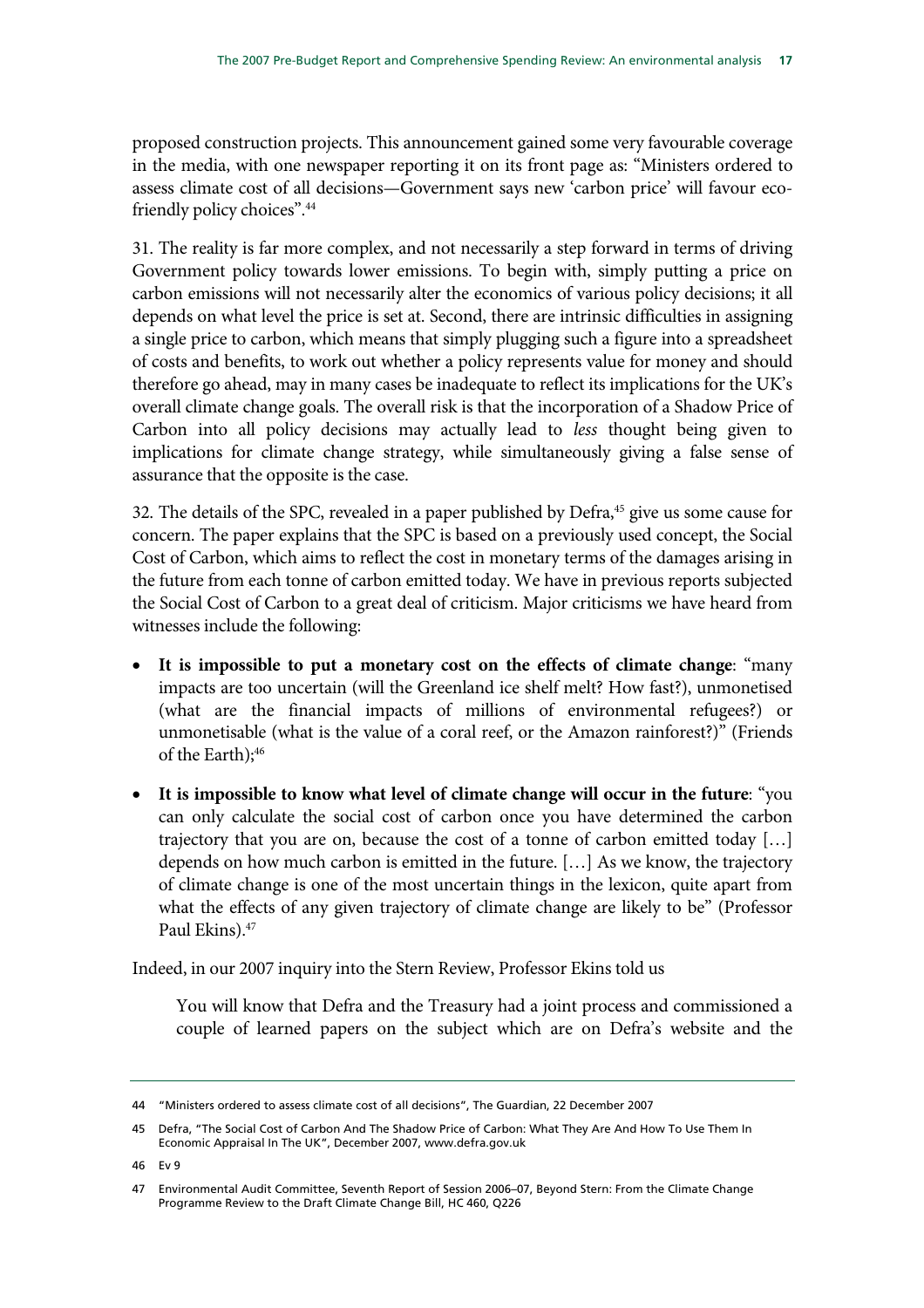proposed construction projects. This announcement gained some very favourable coverage in the media, with one newspaper reporting it on its front page as: "Ministers ordered to assess climate cost of all decisions—Government says new 'carbon price' will favour eco-friendly policy choices".[44]

31. The reality is far more complex, and not necessarily a step forward in terms of driving Government policy towards lower emissions. To begin with, simply putting a price on carbon emissions will not necessarily alter the economics of various policy decisions; it all depends on what level the price is set at. Second, there are intrinsic difficulties in assigning a single price to carbon, which means that simply plugging such a figure into a spreadsheet of costs and benefits, to work out whether a policy represents value for money and should therefore go ahead, may in many cases be inadequate to reflect its implications for the UK's overall climate change goals. The overall risk is that the incorporation of a Shadow Price of Carbon into all policy decisions may actually lead to *less* thought being given to implications for climate change strategy, while simultaneously giving a false sense of assurance that the opposite is the case.

32. The details of the SPC, revealed in a paper published by Defra,[45] give us some cause for concern. The paper explains that the SPC is based on a previously used concept, the Social Cost of Carbon, which aims to reflect the cost in monetary terms of the damages arising in the future from each tonne of carbon emitted today. We have in previous reports subjected the Social Cost of Carbon to a great deal of criticism. Major criticisms we have heard from witnesses include the following:

- **It is impossible to put a monetary cost on the effects of climate change**: "many impacts are too uncertain (will the Greenland ice shelf melt? How fast?), unmonetised (what are the financial impacts of millions of environmental refugees?) or unmonetisable (what is the value of a coral reef, or the Amazon rainforest?)" (Friends of the Earth);[46]

- **It is impossible to know what level of climate change will occur in the future**: "you can only calculate the social cost of carbon once you have determined the carbon trajectory that you are on, because the cost of a tonne of carbon emitted today […] depends on how much carbon is emitted in the future. […] As we know, the trajectory of climate change is one of the most uncertain things in the lexicon, quite apart from what the effects of any given trajectory of climate change are likely to be" (Professor Paul Ekins).[47]

Indeed, in our 2007 inquiry into the Stern Review, Professor Ekins told us

> You will know that Defra and the Treasury had a joint process and commissioned a couple of learned papers on the subject which are on Defra's website and the

---

44 "Ministers ordered to assess climate cost of all decisions", The Guardian, 22 December 2007

45 Defra, "The Social Cost of Carbon And The Shadow Price of Carbon: What They Are And How To Use Them In Economic Appraisal In The UK", December 2007, www.defra.gov.uk

46 Ev 9

47 Environmental Audit Committee, Seventh Report of Session 2006–07, Beyond Stern: From the Climate Change Programme Review to the Draft Climate Change Bill, HC 460, Q226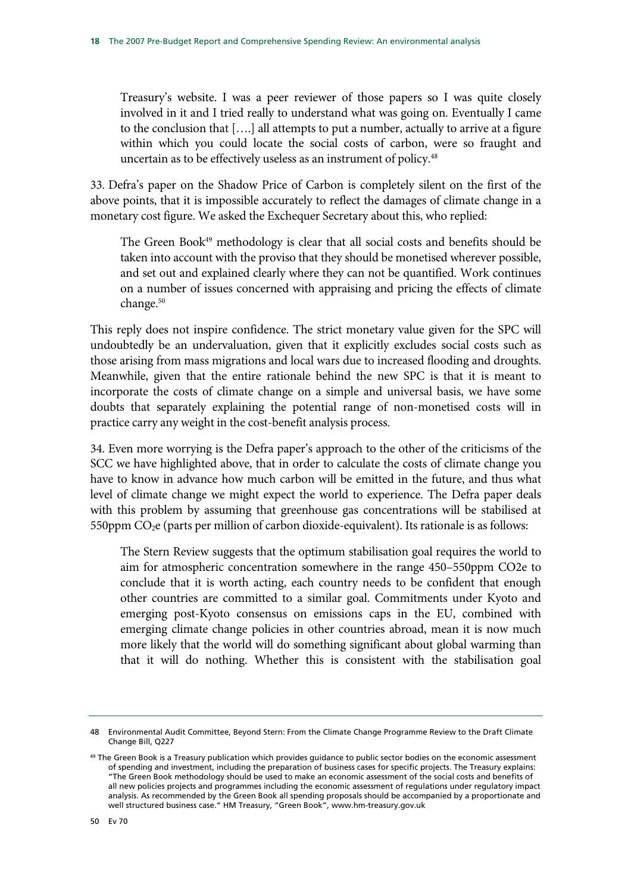Treasury's website. I was a peer reviewer of those papers so I was quite closely involved in it and I tried really to understand what was going on. Eventually I came to the conclusion that [….] all attempts to put a number, actually to arrive at a figure within which you could locate the social costs of carbon, were so fraught and uncertain as to be effectively useless as an instrument of policy.[48]

33. Defra's paper on the Shadow Price of Carbon is completely silent on the first of the above points, that it is impossible accurately to reflect the damages of climate change in a monetary cost figure. We asked the Exchequer Secretary about this, who replied:

> The Green Book[49] methodology is clear that all social costs and benefits should be taken into account with the proviso that they should be monetised wherever possible, and set out and explained clearly where they can not be quantified. Work continues on a number of issues concerned with appraising and pricing the effects of climate change.[50]

This reply does not inspire confidence. The strict monetary value given for the SPC will undoubtedly be an undervaluation, given that it explicitly excludes social costs such as those arising from mass migrations and local wars due to increased flooding and droughts. Meanwhile, given that the entire rationale behind the new SPC is that it is meant to incorporate the costs of climate change on a simple and universal basis, we have some doubts that separately explaining the potential range of non-monetised costs will in practice carry any weight in the cost-benefit analysis process.

34. Even more worrying is the Defra paper's approach to the other of the criticisms of the SCC we have highlighted above, that in order to calculate the costs of climate change you have to know in advance how much carbon will be emitted in the future, and thus what level of climate change we might expect the world to experience. The Defra paper deals with this problem by assuming that greenhouse gas concentrations will be stabilised at 550ppm $CO_2e$ (parts per million of carbon dioxide-equivalent). Its rationale is as follows:

> The Stern Review suggests that the optimum stabilisation goal requires the world to aim for atmospheric concentration somewhere in the range 450–550ppm CO2e to conclude that it is worth acting, each country needs to be confident that enough other countries are committed to a similar goal. Commitments under Kyoto and emerging post-Kyoto consensus on emissions caps in the EU, combined with emerging climate change policies in other countries abroad, mean it is now much more likely that the world will do something significant about global warming than that it will do nothing. Whether this is consistent with the stabilisation goal

48 Environmental Audit Committee, Beyond Stern: From the Climate Change Programme Review to the Draft Climate Change Bill, Q227

49 The Green Book is a Treasury publication which provides guidance to public sector bodies on the economic assessment of spending and investment, including the preparation of business cases for specific projects. The Treasury explains: "The Green Book methodology should be used to make an economic assessment of the social costs and benefits of all new policies projects and programmes including the economic assessment of regulations under regulatory impact analysis. As recommended by the Green Book all spending proposals should be accompanied by a proportionate and well structured business case." HM Treasury, "Green Book", www.hm-treasury.gov.uk

50 Ev 70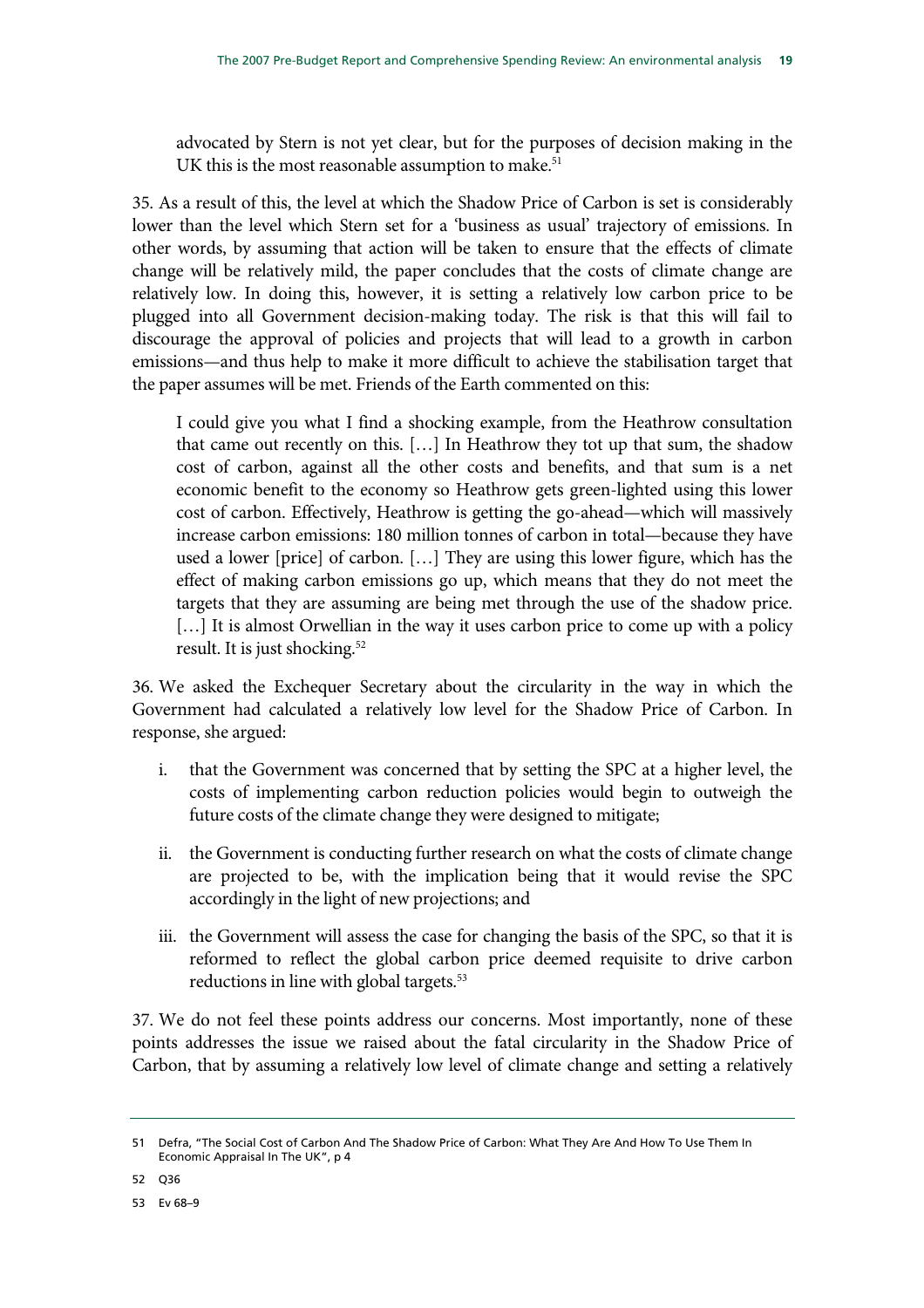advocated by Stern is not yet clear, but for the purposes of decision making in the UK this is the most reasonable assumption to make.[51]

35. As a result of this, the level at which the Shadow Price of Carbon is set is considerably lower than the level which Stern set for a 'business as usual' trajectory of emissions. In other words, by assuming that action will be taken to ensure that the effects of climate change will be relatively mild, the paper concludes that the costs of climate change are relatively low. In doing this, however, it is setting a relatively low carbon price to be plugged into all Government decision-making today. The risk is that this will fail to discourage the approval of policies and projects that will lead to a growth in carbon emissions—and thus help to make it more difficult to achieve the stabilisation target that the paper assumes will be met. Friends of the Earth commented on this:

> I could give you what I find a shocking example, from the Heathrow consultation that came out recently on this. […] In Heathrow they tot up that sum, the shadow cost of carbon, against all the other costs and benefits, and that sum is a net economic benefit to the economy so Heathrow gets green-lighted using this lower cost of carbon. Effectively, Heathrow is getting the go-ahead—which will massively increase carbon emissions: 180 million tonnes of carbon in total—because they have used a lower [price] of carbon. […] They are using this lower figure, which has the effect of making carbon emissions go up, which means that they do not meet the targets that they are assuming are being met through the use of the shadow price. […] It is almost Orwellian in the way it uses carbon price to come up with a policy result. It is just shocking.[52]

36. We asked the Exchequer Secretary about the circularity in the way in which the Government had calculated a relatively low level for the Shadow Price of Carbon. In response, she argued:

i. that the Government was concerned that by setting the SPC at a higher level, the costs of implementing carbon reduction policies would begin to outweigh the future costs of the climate change they were designed to mitigate;

ii. the Government is conducting further research on what the costs of climate change are projected to be, with the implication being that it would revise the SPC accordingly in the light of new projections; and

iii. the Government will assess the case for changing the basis of the SPC, so that it is reformed to reflect the global carbon price deemed requisite to drive carbon reductions in line with global targets.[53]

37. We do not feel these points address our concerns. Most importantly, none of these points addresses the issue we raised about the fatal circularity in the Shadow Price of Carbon, that by assuming a relatively low level of climate change and setting a relatively

---

51 Defra, "The Social Cost of Carbon And The Shadow Price of Carbon: What They Are And How To Use Them In Economic Appraisal In The UK", p 4

52 Q36

53 Ev 68–9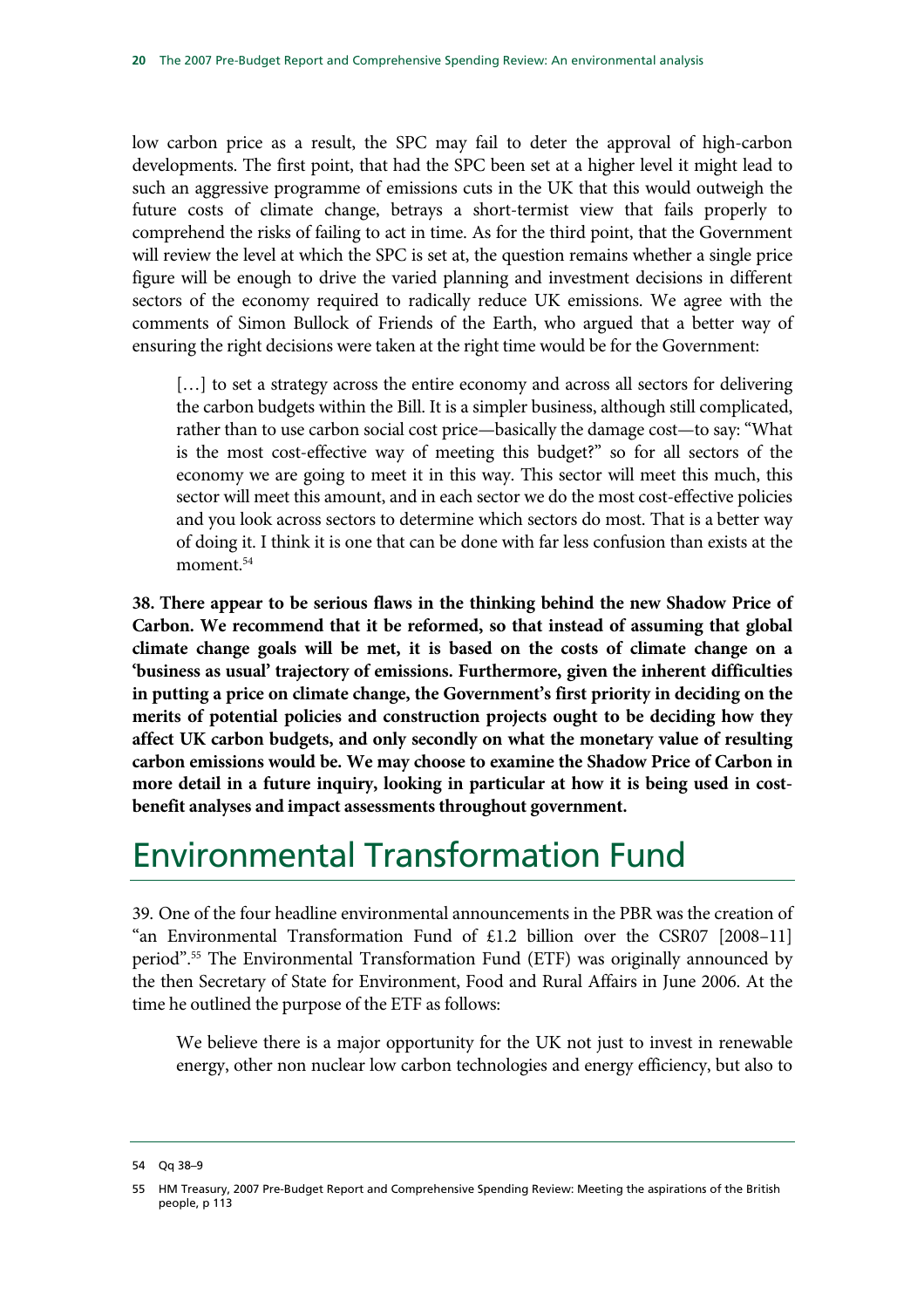low carbon price as a result, the SPC may fail to deter the approval of high-carbon developments. The first point, that had the SPC been set at a higher level it might lead to such an aggressive programme of emissions cuts in the UK that this would outweigh the future costs of climate change, betrays a short-termist view that fails properly to comprehend the risks of failing to act in time. As for the third point, that the Government will review the level at which the SPC is set at, the question remains whether a single price figure will be enough to drive the varied planning and investment decisions in different sectors of the economy required to radically reduce UK emissions. We agree with the comments of Simon Bullock of Friends of the Earth, who argued that a better way of ensuring the right decisions were taken at the right time would be for the Government:

> […] to set a strategy across the entire economy and across all sectors for delivering the carbon budgets within the Bill. It is a simpler business, although still complicated, rather than to use carbon social cost price—basically the damage cost—to say: "What is the most cost-effective way of meeting this budget?" so for all sectors of the economy we are going to meet it in this way. This sector will meet this much, this sector will meet this amount, and in each sector we do the most cost-effective policies and you look across sectors to determine which sectors do most. That is a better way of doing it. I think it is one that can be done with far less confusion than exists at the moment.[54]

**38. There appear to be serious flaws in the thinking behind the new Shadow Price of Carbon. We recommend that it be reformed, so that instead of assuming that global climate change goals will be met, it is based on the costs of climate change on a 'business as usual' trajectory of emissions. Furthermore, given the inherent difficulties in putting a price on climate change, the Government's first priority in deciding on the merits of potential policies and construction projects ought to be deciding how they affect UK carbon budgets, and only secondly on what the monetary value of resulting carbon emissions would be. We may choose to examine the Shadow Price of Carbon in more detail in a future inquiry, looking in particular at how it is being used in cost-benefit analyses and impact assessments throughout government.**

## Environmental Transformation Fund

39. One of the four headline environmental announcements in the PBR was the creation of "an Environmental Transformation Fund of £1.2 billion over the CSR07 [2008–11] period".[55] The Environmental Transformation Fund (ETF) was originally announced by the then Secretary of State for Environment, Food and Rural Affairs in June 2006. At the time he outlined the purpose of the ETF as follows:

> We believe there is a major opportunity for the UK not just to invest in renewable energy, other non nuclear low carbon technologies and energy efficiency, but also to

---

54 Qq 38–9

55 HM Treasury, 2007 Pre-Budget Report and Comprehensive Spending Review: Meeting the aspirations of the British people, p 113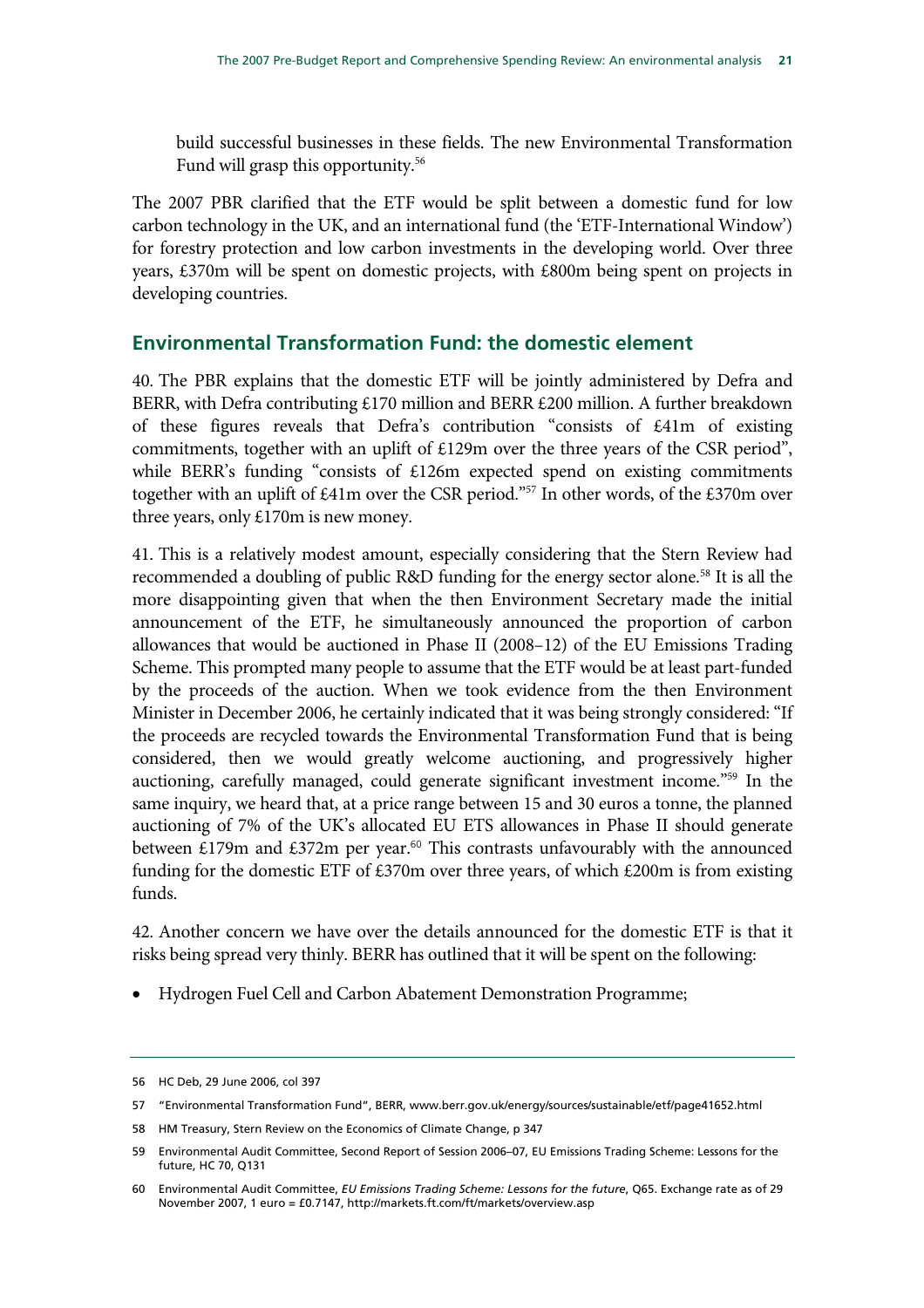build successful businesses in these fields. The new Environmental Transformation Fund will grasp this opportunity.[56]

The 2007 PBR clarified that the ETF would be split between a domestic fund for low carbon technology in the UK, and an international fund (the 'ETF-International Window') for forestry protection and low carbon investments in the developing world. Over three years, £370m will be spent on domestic projects, with £800m being spent on projects in developing countries.

## Environmental Transformation Fund: the domestic element

40. The PBR explains that the domestic ETF will be jointly administered by Defra and BERR, with Defra contributing £170 million and BERR £200 million. A further breakdown of these figures reveals that Defra's contribution "consists of £41m of existing commitments, together with an uplift of £129m over the three years of the CSR period", while BERR's funding "consists of £126m expected spend on existing commitments together with an uplift of £41m over the CSR period."[57] In other words, of the £370m over three years, only £170m is new money.

41. This is a relatively modest amount, especially considering that the Stern Review had recommended a doubling of public R&D funding for the energy sector alone.[58] It is all the more disappointing given that when the then Environment Secretary made the initial announcement of the ETF, he simultaneously announced the proportion of carbon allowances that would be auctioned in Phase II (2008–12) of the EU Emissions Trading Scheme. This prompted many people to assume that the ETF would be at least part-funded by the proceeds of the auction. When we took evidence from the then Environment Minister in December 2006, he certainly indicated that it was being strongly considered: "If the proceeds are recycled towards the Environmental Transformation Fund that is being considered, then we would greatly welcome auctioning, and progressively higher auctioning, carefully managed, could generate significant investment income."[59] In the same inquiry, we heard that, at a price range between 15 and 30 euros a tonne, the planned auctioning of 7% of the UK's allocated EU ETS allowances in Phase II should generate between £179m and £372m per year.[60] This contrasts unfavourably with the announced funding for the domestic ETF of £370m over three years, of which £200m is from existing funds.

42. Another concern we have over the details announced for the domestic ETF is that it risks being spread very thinly. BERR has outlined that it will be spent on the following:

- Hydrogen Fuel Cell and Carbon Abatement Demonstration Programme;

---

56 HC Deb, 29 June 2006, col 397

57 "Environmental Transformation Fund", BERR, www.berr.gov.uk/energy/sources/sustainable/etf/page41652.html

58 HM Treasury, Stern Review on the Economics of Climate Change, p 347

59 Environmental Audit Committee, Second Report of Session 2006–07, EU Emissions Trading Scheme: Lessons for the future, HC 70, Q131

60 Environmental Audit Committee, *EU Emissions Trading Scheme: Lessons for the future*, Q65. Exchange rate as of 29 November 2007, 1 euro = £0.7147, http://markets.ft.com/ft/markets/overview.asp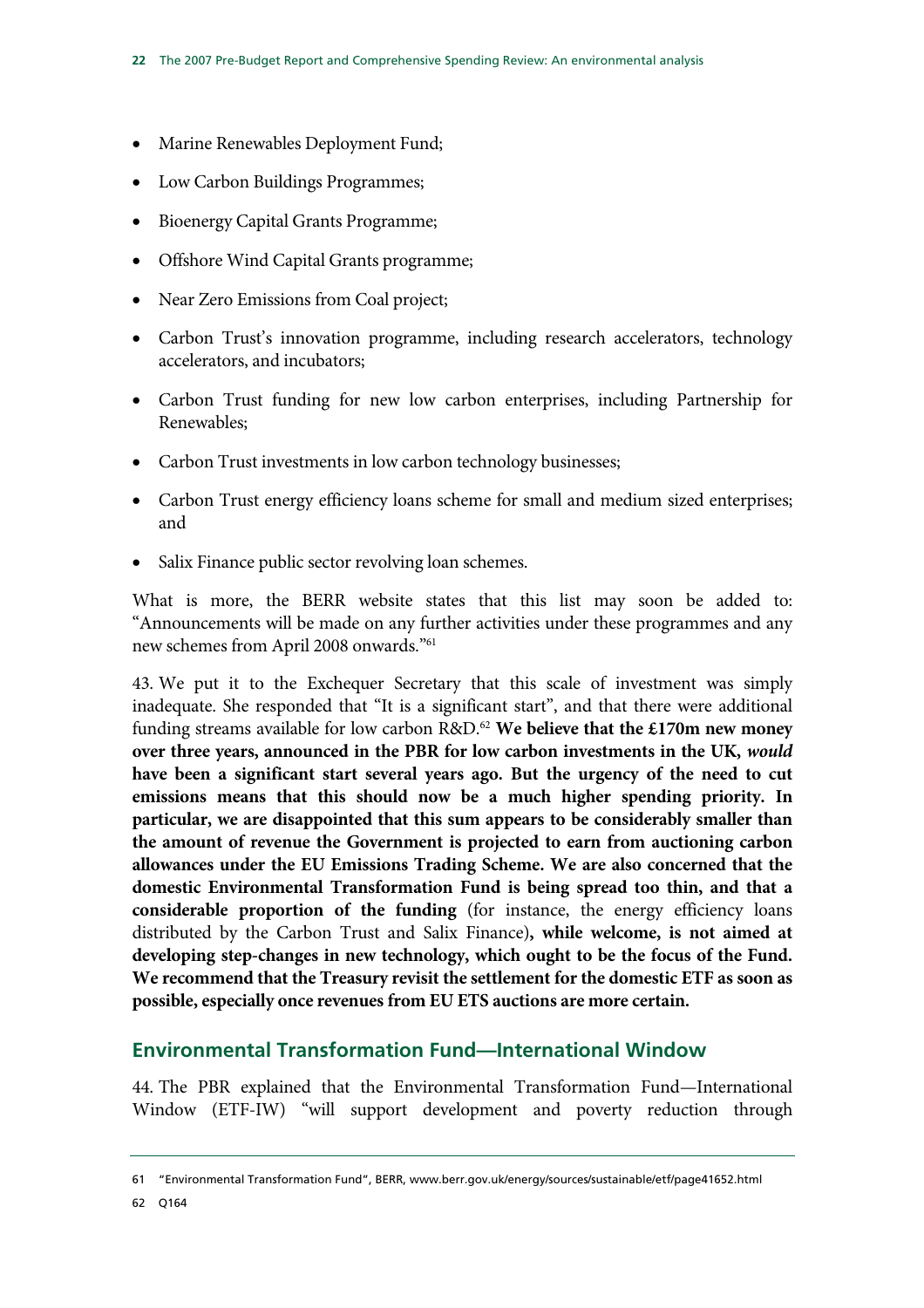- Marine Renewables Deployment Fund;
- Low Carbon Buildings Programmes;
- Bioenergy Capital Grants Programme;
- Offshore Wind Capital Grants programme;
- Near Zero Emissions from Coal project;
- Carbon Trust's innovation programme, including research accelerators, technology accelerators, and incubators;
- Carbon Trust funding for new low carbon enterprises, including Partnership for Renewables;
- Carbon Trust investments in low carbon technology businesses;
- Carbon Trust energy efficiency loans scheme for small and medium sized enterprises; and
- Salix Finance public sector revolving loan schemes.

What is more, the BERR website states that this list may soon be added to: "Announcements will be made on any further activities under these programmes and any new schemes from April 2008 onwards."[61]

43. We put it to the Exchequer Secretary that this scale of investment was simply inadequate. She responded that "It is a significant start", and that there were additional funding streams available for low carbon R&D.[62] **We believe that the £170m new money over three years, announced in the PBR for low carbon investments in the UK, *would* have been a significant start several years ago. But the urgency of the need to cut emissions means that this should now be a much higher spending priority. In particular, we are disappointed that this sum appears to be considerably smaller than the amount of revenue the Government is projected to earn from auctioning carbon allowances under the EU Emissions Trading Scheme. We are also concerned that the domestic Environmental Transformation Fund is being spread too thin, and that a considerable proportion of the funding** (for instance, the energy efficiency loans distributed by the Carbon Trust and Salix Finance)**, while welcome, is not aimed at developing step-changes in new technology, which ought to be the focus of the Fund. We recommend that the Treasury revisit the settlement for the domestic ETF as soon as possible, especially once revenues from EU ETS auctions are more certain.**

## Environmental Transformation Fund—International Window

44. The PBR explained that the Environmental Transformation Fund—International Window (ETF-IW) "will support development and poverty reduction through

---

61 "Environmental Transformation Fund", BERR, www.berr.gov.uk/energy/sources/sustainable/etf/page41652.html

62 Q164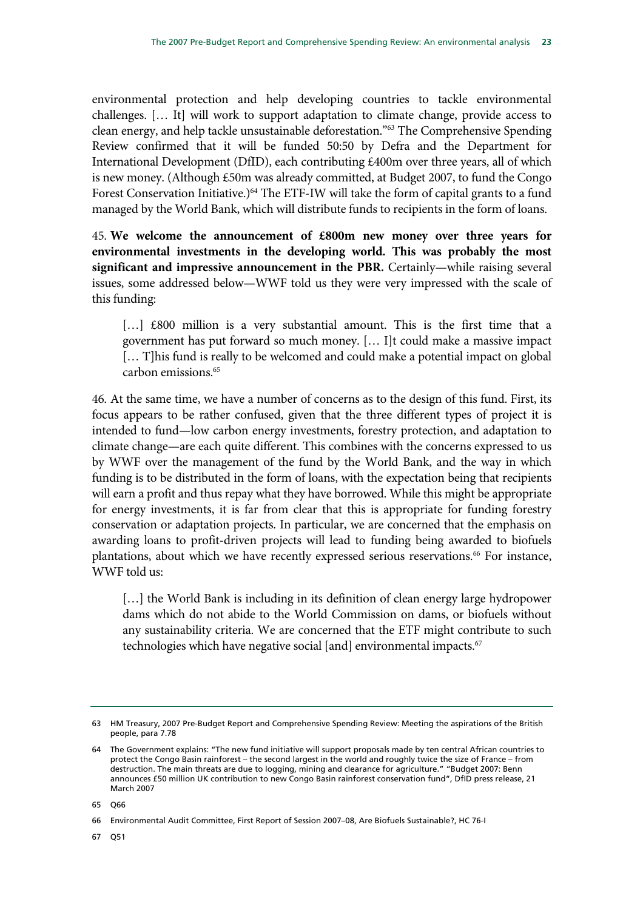environmental protection and help developing countries to tackle environmental challenges. [… It] will work to support adaptation to climate change, provide access to clean energy, and help tackle unsustainable deforestation."[63] The Comprehensive Spending Review confirmed that it will be funded 50:50 by Defra and the Department for International Development (DfID), each contributing £400m over three years, all of which is new money. (Although £50m was already committed, at Budget 2007, to fund the Congo Forest Conservation Initiative.)[64] The ETF-IW will take the form of capital grants to a fund managed by the World Bank, which will distribute funds to recipients in the form of loans.

45. **We welcome the announcement of £800m new money over three years for environmental investments in the developing world. This was probably the most significant and impressive announcement in the PBR.** Certainly—while raising several issues, some addressed below—WWF told us they were very impressed with the scale of this funding:

> […] £800 million is a very substantial amount. This is the first time that a government has put forward so much money. [… I]t could make a massive impact [… T]his fund is really to be welcomed and could make a potential impact on global carbon emissions.[65]

46. At the same time, we have a number of concerns as to the design of this fund. First, its focus appears to be rather confused, given that the three different types of project it is intended to fund—low carbon energy investments, forestry protection, and adaptation to climate change—are each quite different. This combines with the concerns expressed to us by WWF over the management of the fund by the World Bank, and the way in which funding is to be distributed in the form of loans, with the expectation being that recipients will earn a profit and thus repay what they have borrowed. While this might be appropriate for energy investments, it is far from clear that this is appropriate for funding forestry conservation or adaptation projects. In particular, we are concerned that the emphasis on awarding loans to profit-driven projects will lead to funding being awarded to biofuels plantations, about which we have recently expressed serious reservations.[66] For instance, WWF told us:

> […] the World Bank is including in its definition of clean energy large hydropower dams which do not abide to the World Commission on dams, or biofuels without any sustainability criteria. We are concerned that the ETF might contribute to such technologies which have negative social [and] environmental impacts.[67]

---

63 HM Treasury, 2007 Pre-Budget Report and Comprehensive Spending Review: Meeting the aspirations of the British people, para 7.78

64 The Government explains: "The new fund initiative will support proposals made by ten central African countries to protect the Congo Basin rainforest – the second largest in the world and roughly twice the size of France – from destruction. The main threats are due to logging, mining and clearance for agriculture." "Budget 2007: Benn announces £50 million UK contribution to new Congo Basin rainforest conservation fund", DfID press release, 21 March 2007

65 Q66

66 Environmental Audit Committee, First Report of Session 2007–08, Are Biofuels Sustainable?, HC 76-I

67 Q51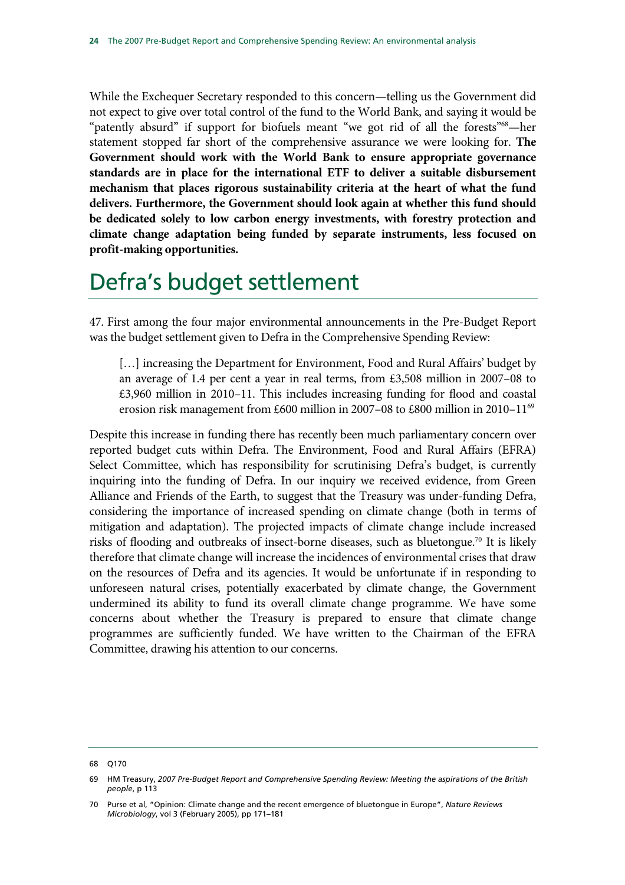While the Exchequer Secretary responded to this concern—telling us the Government did not expect to give over total control of the fund to the World Bank, and saying it would be "patently absurd" if support for biofuels meant "we got rid of all the forests"[68]—her statement stopped far short of the comprehensive assurance we were looking for. **The Government should work with the World Bank to ensure appropriate governance standards are in place for the international ETF to deliver a suitable disbursement mechanism that places rigorous sustainability criteria at the heart of what the fund delivers. Furthermore, the Government should look again at whether this fund should be dedicated solely to low carbon energy investments, with forestry protection and climate change adaptation being funded by separate instruments, less focused on profit-making opportunities.**

# Defra's budget settlement

47. First among the four major environmental announcements in the Pre-Budget Report was the budget settlement given to Defra in the Comprehensive Spending Review:

> […] increasing the Department for Environment, Food and Rural Affairs' budget by an average of 1.4 per cent a year in real terms, from £3,508 million in 2007–08 to £3,960 million in 2010–11. This includes increasing funding for flood and coastal erosion risk management from £600 million in 2007–08 to £800 million in 2010–11[69]

Despite this increase in funding there has recently been much parliamentary concern over reported budget cuts within Defra. The Environment, Food and Rural Affairs (EFRA) Select Committee, which has responsibility for scrutinising Defra's budget, is currently inquiring into the funding of Defra. In our inquiry we received evidence, from Green Alliance and Friends of the Earth, to suggest that the Treasury was under-funding Defra, considering the importance of increased spending on climate change (both in terms of mitigation and adaptation). The projected impacts of climate change include increased risks of flooding and outbreaks of insect-borne diseases, such as bluetongue.[70] It is likely therefore that climate change will increase the incidences of environmental crises that draw on the resources of Defra and its agencies. It would be unfortunate if in responding to unforeseen natural crises, potentially exacerbated by climate change, the Government undermined its ability to fund its overall climate change programme. We have some concerns about whether the Treasury is prepared to ensure that climate change programmes are sufficiently funded. We have written to the Chairman of the EFRA Committee, drawing his attention to our concerns.

---

68 Q170

69 HM Treasury, *2007 Pre-Budget Report and Comprehensive Spending Review: Meeting the aspirations of the British people*, p 113

70 Purse et al, "Opinion: Climate change and the recent emergence of bluetongue in Europe", *Nature Reviews Microbiology*, vol 3 (February 2005), pp 171–181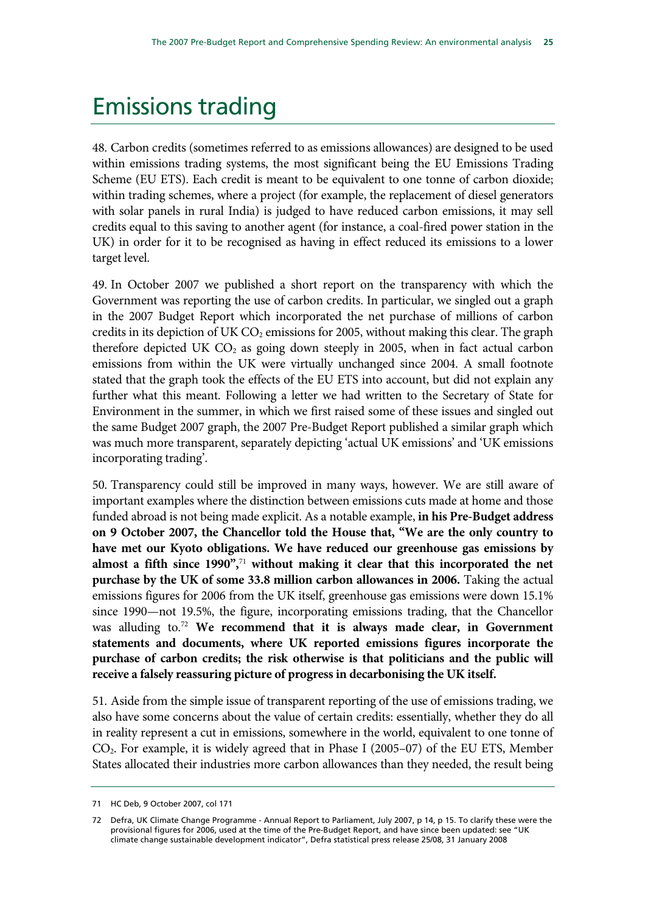# Emissions trading

48. Carbon credits (sometimes referred to as emissions allowances) are designed to be used within emissions trading systems, the most significant being the EU Emissions Trading Scheme (EU ETS). Each credit is meant to be equivalent to one tonne of carbon dioxide; within trading schemes, where a project (for example, the replacement of diesel generators with solar panels in rural India) is judged to have reduced carbon emissions, it may sell credits equal to this saving to another agent (for instance, a coal-fired power station in the UK) in order for it to be recognised as having in effect reduced its emissions to a lower target level.

49. In October 2007 we published a short report on the transparency with which the Government was reporting the use of carbon credits. In particular, we singled out a graph in the 2007 Budget Report which incorporated the net purchase of millions of carbon credits in its depiction of UK $CO_2$ emissions for 2005, without making this clear. The graph therefore depicted UK $CO_2$ as going down steeply in 2005, when in fact actual carbon emissions from within the UK were virtually unchanged since 2004. A small footnote stated that the graph took the effects of the EU ETS into account, but did not explain any further what this meant. Following a letter we had written to the Secretary of State for Environment in the summer, in which we first raised some of these issues and singled out the same Budget 2007 graph, the 2007 Pre-Budget Report published a similar graph which was much more transparent, separately depicting 'actual UK emissions' and 'UK emissions incorporating trading'.

50. Transparency could still be improved in many ways, however. We are still aware of important examples where the distinction between emissions cuts made at home and those funded abroad is not being made explicit. As a notable example, **in his Pre-Budget address on 9 October 2007, the Chancellor told the House that, "We are the only country to have met our Kyoto obligations. We have reduced our greenhouse gas emissions by almost a fifth since 1990",**[71] **without making it clear that this incorporated the net purchase by the UK of some 33.8 million carbon allowances in 2006.** Taking the actual emissions figures for 2006 from the UK itself, greenhouse gas emissions were down 15.1% since 1990—not 19.5%, the figure, incorporating emissions trading, that the Chancellor was alluding to.[72] **We recommend that it is always made clear, in Government statements and documents, where UK reported emissions figures incorporate the purchase of carbon credits; the risk otherwise is that politicians and the public will receive a falsely reassuring picture of progress in decarbonising the UK itself.**

51. Aside from the simple issue of transparent reporting of the use of emissions trading, we also have some concerns about the value of certain credits: essentially, whether they do all in reality represent a cut in emissions, somewhere in the world, equivalent to one tonne of $CO_2$. For example, it is widely agreed that in Phase I (2005–07) of the EU ETS, Member States allocated their industries more carbon allowances than they needed, the result being

71 HC Deb, 9 October 2007, col 171

72 Defra, UK Climate Change Programme - Annual Report to Parliament, July 2007, p 14, p 15. To clarify these were the provisional figures for 2006, used at the time of the Pre-Budget Report, and have since been updated: see "UK climate change sustainable development indicator", Defra statistical press release 25/08, 31 January 2008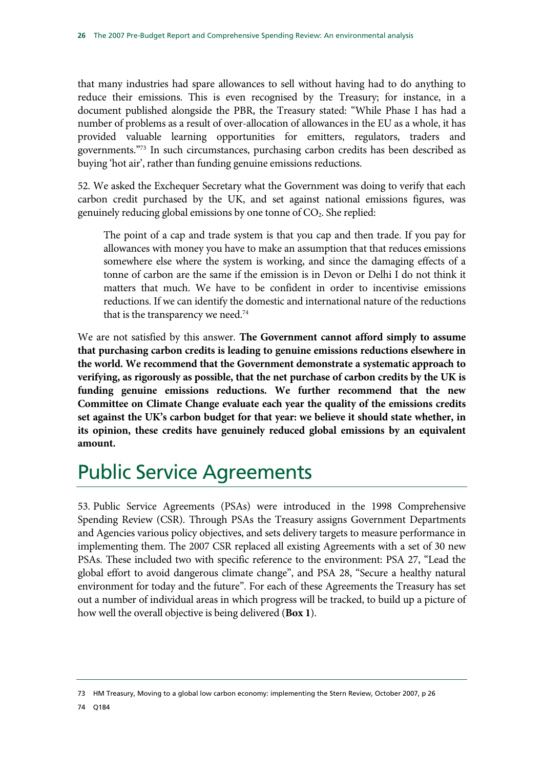that many industries had spare allowances to sell without having had to do anything to reduce their emissions. This is even recognised by the Treasury; for instance, in a document published alongside the PBR, the Treasury stated: "While Phase I has had a number of problems as a result of over-allocation of allowances in the EU as a whole, it has provided valuable learning opportunities for emitters, regulators, traders and governments."[73] In such circumstances, purchasing carbon credits has been described as buying 'hot air', rather than funding genuine emissions reductions.

52. We asked the Exchequer Secretary what the Government was doing to verify that each carbon credit purchased by the UK, and set against national emissions figures, was genuinely reducing global emissions by one tonne of $CO_2$. She replied:

> The point of a cap and trade system is that you cap and then trade. If you pay for allowances with money you have to make an assumption that that reduces emissions somewhere else where the system is working, and since the damaging effects of a tonne of carbon are the same if the emission is in Devon or Delhi I do not think it matters that much. We have to be confident in order to incentivise emissions reductions. If we can identify the domestic and international nature of the reductions that is the transparency we need.[74]

We are not satisfied by this answer. **The Government cannot afford simply to assume that purchasing carbon credits is leading to genuine emissions reductions elsewhere in the world. We recommend that the Government demonstrate a systematic approach to verifying, as rigorously as possible, that the net purchase of carbon credits by the UK is funding genuine emissions reductions. We further recommend that the new Committee on Climate Change evaluate each year the quality of the emissions credits set against the UK's carbon budget for that year: we believe it should state whether, in its opinion, these credits have genuinely reduced global emissions by an equivalent amount.**

## Public Service Agreements

53. Public Service Agreements (PSAs) were introduced in the 1998 Comprehensive Spending Review (CSR). Through PSAs the Treasury assigns Government Departments and Agencies various policy objectives, and sets delivery targets to measure performance in implementing them. The 2007 CSR replaced all existing Agreements with a set of 30 new PSAs. These included two with specific reference to the environment: PSA 27, "Lead the global effort to avoid dangerous climate change", and PSA 28, "Secure a healthy natural environment for today and the future". For each of these Agreements the Treasury has set out a number of individual areas in which progress will be tracked, to build up a picture of how well the overall objective is being delivered (**Box 1**).

---

73 HM Treasury, Moving to a global low carbon economy: implementing the Stern Review, October 2007, p 26

74 Q184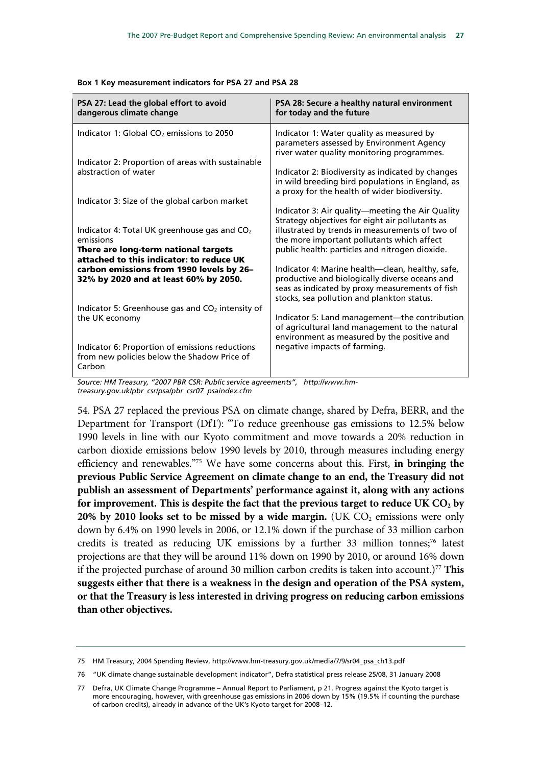**Box 1 Key measurement indicators for PSA 27 and PSA 28**

| PSA 27: Lead the global effort to avoid dangerous climate change | PSA 28: Secure a healthy natural environment for today and the future |
|---|---|
| Indicator 1: Global $CO_2$ emissions to 2050 | Indicator 1: Water quality as measured by parameters assessed by Environment Agency river water quality monitoring programmes. |
| Indicator 2: Proportion of areas with sustainable abstraction of water | Indicator 2: Biodiversity as indicated by changes in wild breeding bird populations in England, as a proxy for the health of wider biodiversity. |
| Indicator 3: Size of the global carbon market | Indicator 3: Air quality—meeting the Air Quality Strategy objectives for eight air pollutants as illustrated by trends in measurements of two of the more important pollutants which affect public health: particles and nitrogen dioxide. |
| Indicator 4: Total UK greenhouse gas and $CO_2$ emissions **There are long-term national targets attached to this indicator: to reduce UK carbon emissions from 1990 levels by 26–32% by 2020 and at least 60% by 2050.** | Indicator 4: Marine health—clean, healthy, safe, productive and biologically diverse oceans and seas as indicated by proxy measurements of fish stocks, sea pollution and plankton status. |
| Indicator 5: Greenhouse gas and $CO_2$ intensity of the UK economy | Indicator 5: Land management—the contribution of agricultural land management to the natural environment as measured by the positive and negative impacts of farming. |
| Indicator 6: Proportion of emissions reductions from new policies below the Shadow Price of Carbon | |

*Source: HM Treasury, "2007 PBR CSR: Public service agreements", http://www.hm-treasury.gov.uk/pbr_csr/psa/pbr_csr07_psaindex.cfm*

54. PSA 27 replaced the previous PSA on climate change, shared by Defra, BERR, and the Department for Transport (DfT): "To reduce greenhouse gas emissions to 12.5% below 1990 levels in line with our Kyoto commitment and move towards a 20% reduction in carbon dioxide emissions below 1990 levels by 2010, through measures including energy efficiency and renewables."[75] We have some concerns about this. First, **in bringing the previous Public Service Agreement on climate change to an end, the Treasury did not publish an assessment of Departments' performance against it, along with any actions for improvement. This is despite the fact that the previous target to reduce UK $CO_2$ by 20% by 2010 looks set to be missed by a wide margin.** (UK $CO_2$ emissions were only down by 6.4% on 1990 levels in 2006, or 12.1% down if the purchase of 33 million carbon credits is treated as reducing UK emissions by a further 33 million tonnes;[76] latest projections are that they will be around 11% down on 1990 by 2010, or around 16% down if the projected purchase of around 30 million carbon credits is taken into account.)[77] **This suggests either that there is a weakness in the design and operation of the PSA system, or that the Treasury is less interested in driving progress on reducing carbon emissions than other objectives.**

---

75 HM Treasury, 2004 Spending Review, http://www.hm-treasury.gov.uk/media/7/9/sr04_psa_ch13.pdf

76 "UK climate change sustainable development indicator", Defra statistical press release 25/08, 31 January 2008

77 Defra, UK Climate Change Programme – Annual Report to Parliament, p 21. Progress against the Kyoto target is more encouraging, however, with greenhouse gas emissions in 2006 down by 15% (19.5% if counting the purchase of carbon credits), already in advance of the UK's Kyoto target for 2008–12.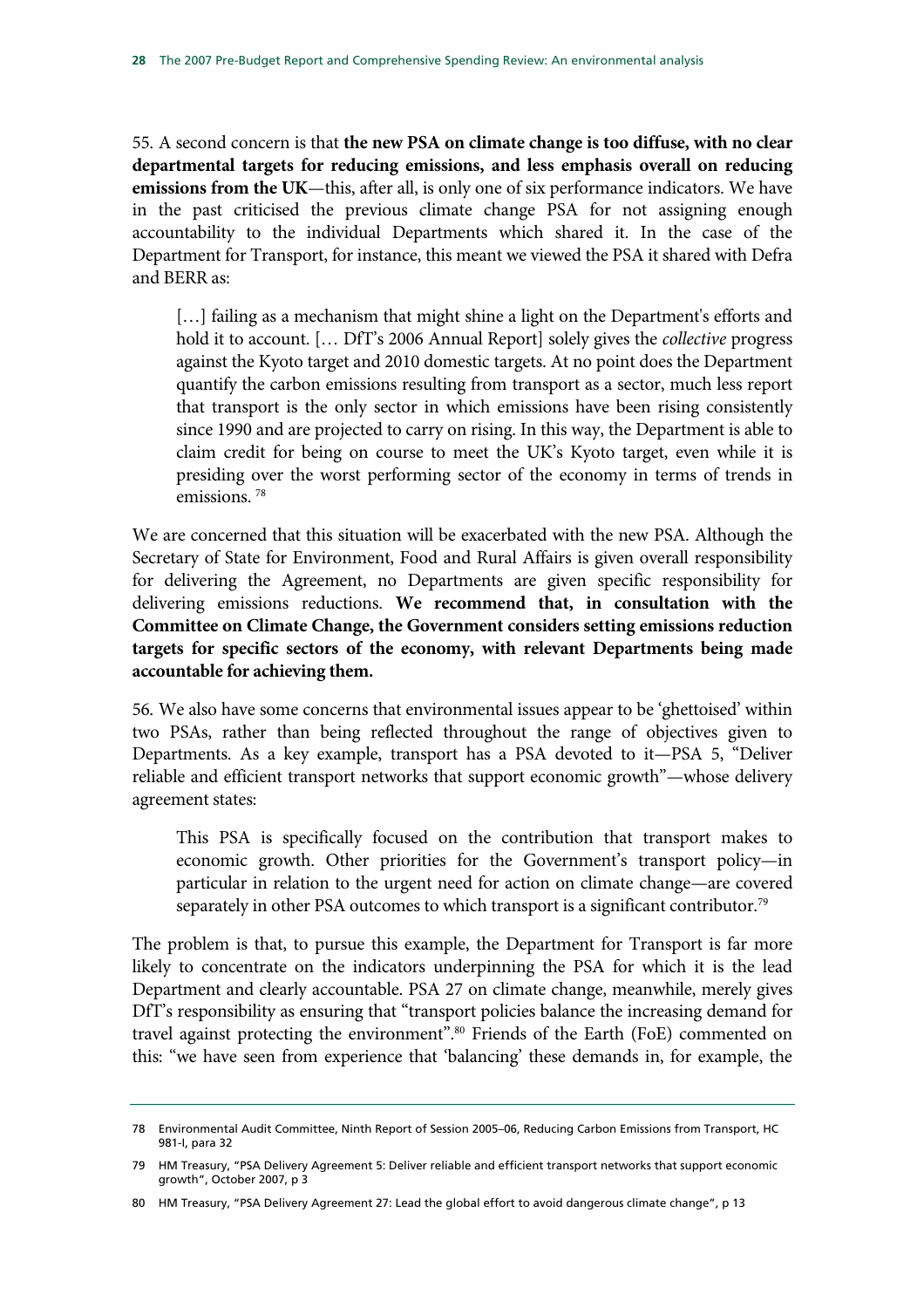55. A second concern is that **the new PSA on climate change is too diffuse, with no clear departmental targets for reducing emissions, and less emphasis overall on reducing emissions from the UK**—this, after all, is only one of six performance indicators. We have in the past criticised the previous climate change PSA for not assigning enough accountability to the individual Departments which shared it. In the case of the Department for Transport, for instance, this meant we viewed the PSA it shared with Defra and BERR as:

> […] failing as a mechanism that might shine a light on the Department's efforts and hold it to account. [… DfT's 2006 Annual Report] solely gives the *collective* progress against the Kyoto target and 2010 domestic targets. At no point does the Department quantify the carbon emissions resulting from transport as a sector, much less report that transport is the only sector in which emissions have been rising consistently since 1990 and are projected to carry on rising. In this way, the Department is able to claim credit for being on course to meet the UK's Kyoto target, even while it is presiding over the worst performing sector of the economy in terms of trends in emissions. [78]

We are concerned that this situation will be exacerbated with the new PSA. Although the Secretary of State for Environment, Food and Rural Affairs is given overall responsibility for delivering the Agreement, no Departments are given specific responsibility for delivering emissions reductions. **We recommend that, in consultation with the Committee on Climate Change, the Government considers setting emissions reduction targets for specific sectors of the economy, with relevant Departments being made accountable for achieving them.**

56. We also have some concerns that environmental issues appear to be 'ghettoised' within two PSAs, rather than being reflected throughout the range of objectives given to Departments. As a key example, transport has a PSA devoted to it—PSA 5, "Deliver reliable and efficient transport networks that support economic growth"—whose delivery agreement states:

> This PSA is specifically focused on the contribution that transport makes to economic growth. Other priorities for the Government's transport policy—in particular in relation to the urgent need for action on climate change—are covered separately in other PSA outcomes to which transport is a significant contributor.[79]

The problem is that, to pursue this example, the Department for Transport is far more likely to concentrate on the indicators underpinning the PSA for which it is the lead Department and clearly accountable. PSA 27 on climate change, meanwhile, merely gives DfT's responsibility as ensuring that "transport policies balance the increasing demand for travel against protecting the environment".[80] Friends of the Earth (FoE) commented on this: "we have seen from experience that 'balancing' these demands in, for example, the

---

78 Environmental Audit Committee, Ninth Report of Session 2005–06, Reducing Carbon Emissions from Transport, HC 981-I, para 32

79 HM Treasury, "PSA Delivery Agreement 5: Deliver reliable and efficient transport networks that support economic growth", October 2007, p 3

80 HM Treasury, "PSA Delivery Agreement 27: Lead the global effort to avoid dangerous climate change", p 13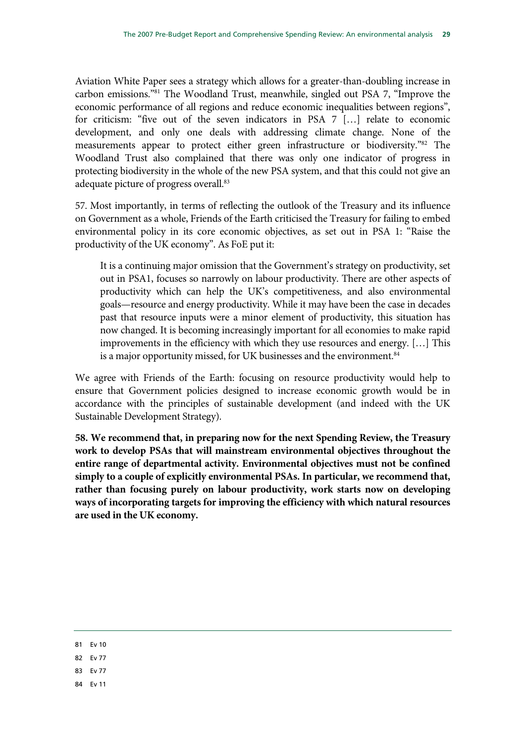Aviation White Paper sees a strategy which allows for a greater-than-doubling increase in carbon emissions."[81] The Woodland Trust, meanwhile, singled out PSA 7, "Improve the economic performance of all regions and reduce economic inequalities between regions", for criticism: "five out of the seven indicators in PSA 7 […] relate to economic development, and only one deals with addressing climate change. None of the measurements appear to protect either green infrastructure or biodiversity."[82] The Woodland Trust also complained that there was only one indicator of progress in protecting biodiversity in the whole of the new PSA system, and that this could not give an adequate picture of progress overall.[83]

57. Most importantly, in terms of reflecting the outlook of the Treasury and its influence on Government as a whole, Friends of the Earth criticised the Treasury for failing to embed environmental policy in its core economic objectives, as set out in PSA 1: "Raise the productivity of the UK economy". As FoE put it:

> It is a continuing major omission that the Government's strategy on productivity, set out in PSA1, focuses so narrowly on labour productivity. There are other aspects of productivity which can help the UK's competitiveness, and also environmental goals—resource and energy productivity. While it may have been the case in decades past that resource inputs were a minor element of productivity, this situation has now changed. It is becoming increasingly important for all economies to make rapid improvements in the efficiency with which they use resources and energy. […] This is a major opportunity missed, for UK businesses and the environment.[84]

We agree with Friends of the Earth: focusing on resource productivity would help to ensure that Government policies designed to increase economic growth would be in accordance with the principles of sustainable development (and indeed with the UK Sustainable Development Strategy).

**58. We recommend that, in preparing now for the next Spending Review, the Treasury work to develop PSAs that will mainstream environmental objectives throughout the entire range of departmental activity. Environmental objectives must not be confined simply to a couple of explicitly environmental PSAs. In particular, we recommend that, rather than focusing purely on labour productivity, work starts now on developing ways of incorporating targets for improving the efficiency with which natural resources are used in the UK economy.**

---

81 Ev 10

82 Ev 77

83 Ev 77

84 Ev 11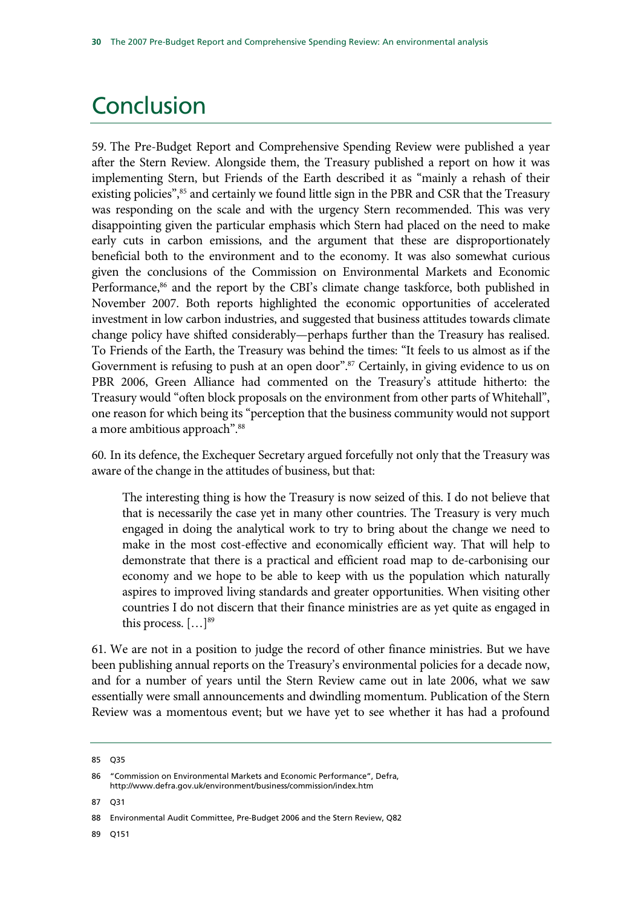# Conclusion

59. The Pre-Budget Report and Comprehensive Spending Review were published a year after the Stern Review. Alongside them, the Treasury published a report on how it was implementing Stern, but Friends of the Earth described it as "mainly a rehash of their existing policies",[85] and certainly we found little sign in the PBR and CSR that the Treasury was responding on the scale and with the urgency Stern recommended. This was very disappointing given the particular emphasis which Stern had placed on the need to make early cuts in carbon emissions, and the argument that these are disproportionately beneficial both to the environment and to the economy. It was also somewhat curious given the conclusions of the Commission on Environmental Markets and Economic Performance,[86] and the report by the CBI's climate change taskforce, both published in November 2007. Both reports highlighted the economic opportunities of accelerated investment in low carbon industries, and suggested that business attitudes towards climate change policy have shifted considerably—perhaps further than the Treasury has realised. To Friends of the Earth, the Treasury was behind the times: "It feels to us almost as if the Government is refusing to push at an open door".[87] Certainly, in giving evidence to us on PBR 2006, Green Alliance had commented on the Treasury's attitude hitherto: the Treasury would "often block proposals on the environment from other parts of Whitehall", one reason for which being its "perception that the business community would not support a more ambitious approach".[88]

60. In its defence, the Exchequer Secretary argued forcefully not only that the Treasury was aware of the change in the attitudes of business, but that:

> The interesting thing is how the Treasury is now seized of this. I do not believe that that is necessarily the case yet in many other countries. The Treasury is very much engaged in doing the analytical work to try to bring about the change we need to make in the most cost-effective and economically efficient way. That will help to demonstrate that there is a practical and efficient road map to de-carbonising our economy and we hope to be able to keep with us the population which naturally aspires to improved living standards and greater opportunities. When visiting other countries I do not discern that their finance ministries are as yet quite as engaged in this process. […][89]

61. We are not in a position to judge the record of other finance ministries. But we have been publishing annual reports on the Treasury's environmental policies for a decade now, and for a number of years until the Stern Review came out in late 2006, what we saw essentially were small announcements and dwindling momentum. Publication of the Stern Review was a momentous event; but we have yet to see whether it has had a profound

85 Q35

86 "Commission on Environmental Markets and Economic Performance", Defra, http://www.defra.gov.uk/environment/business/commission/index.htm

87 Q31

88 Environmental Audit Committee, Pre-Budget 2006 and the Stern Review, Q82

89 Q151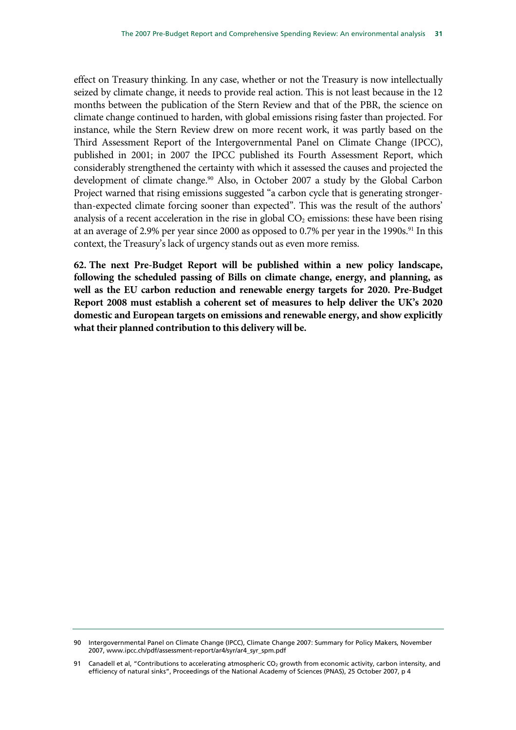effect on Treasury thinking. In any case, whether or not the Treasury is now intellectually seized by climate change, it needs to provide real action. This is not least because in the 12 months between the publication of the Stern Review and that of the PBR, the science on climate change continued to harden, with global emissions rising faster than projected. For instance, while the Stern Review drew on more recent work, it was partly based on the Third Assessment Report of the Intergovernmental Panel on Climate Change (IPCC), published in 2001; in 2007 the IPCC published its Fourth Assessment Report, which considerably strengthened the certainty with which it assessed the causes and projected the development of climate change.[90] Also, in October 2007 a study by the Global Carbon Project warned that rising emissions suggested "a carbon cycle that is generating stronger-than-expected climate forcing sooner than expected". This was the result of the authors' analysis of a recent acceleration in the rise in global $CO_2$ emissions: these have been rising at an average of 2.9% per year since 2000 as opposed to 0.7% per year in the 1990s.[91] In this context, the Treasury's lack of urgency stands out as even more remiss.

**62. The next Pre-Budget Report will be published within a new policy landscape, following the scheduled passing of Bills on climate change, energy, and planning, as well as the EU carbon reduction and renewable energy targets for 2020. Pre-Budget Report 2008 must establish a coherent set of measures to help deliver the UK's 2020 domestic and European targets on emissions and renewable energy, and show explicitly what their planned contribution to this delivery will be.**

---

90 Intergovernmental Panel on Climate Change (IPCC), Climate Change 2007: Summary for Policy Makers, November 2007, www.ipcc.ch/pdf/assessment-report/ar4/syr/ar4_syr_spm.pdf

91 Canadell et al, "Contributions to accelerating atmospheric $CO_2$ growth from economic activity, carbon intensity, and efficiency of natural sinks", Proceedings of the National Academy of Sciences (PNAS), 25 October 2007, p 4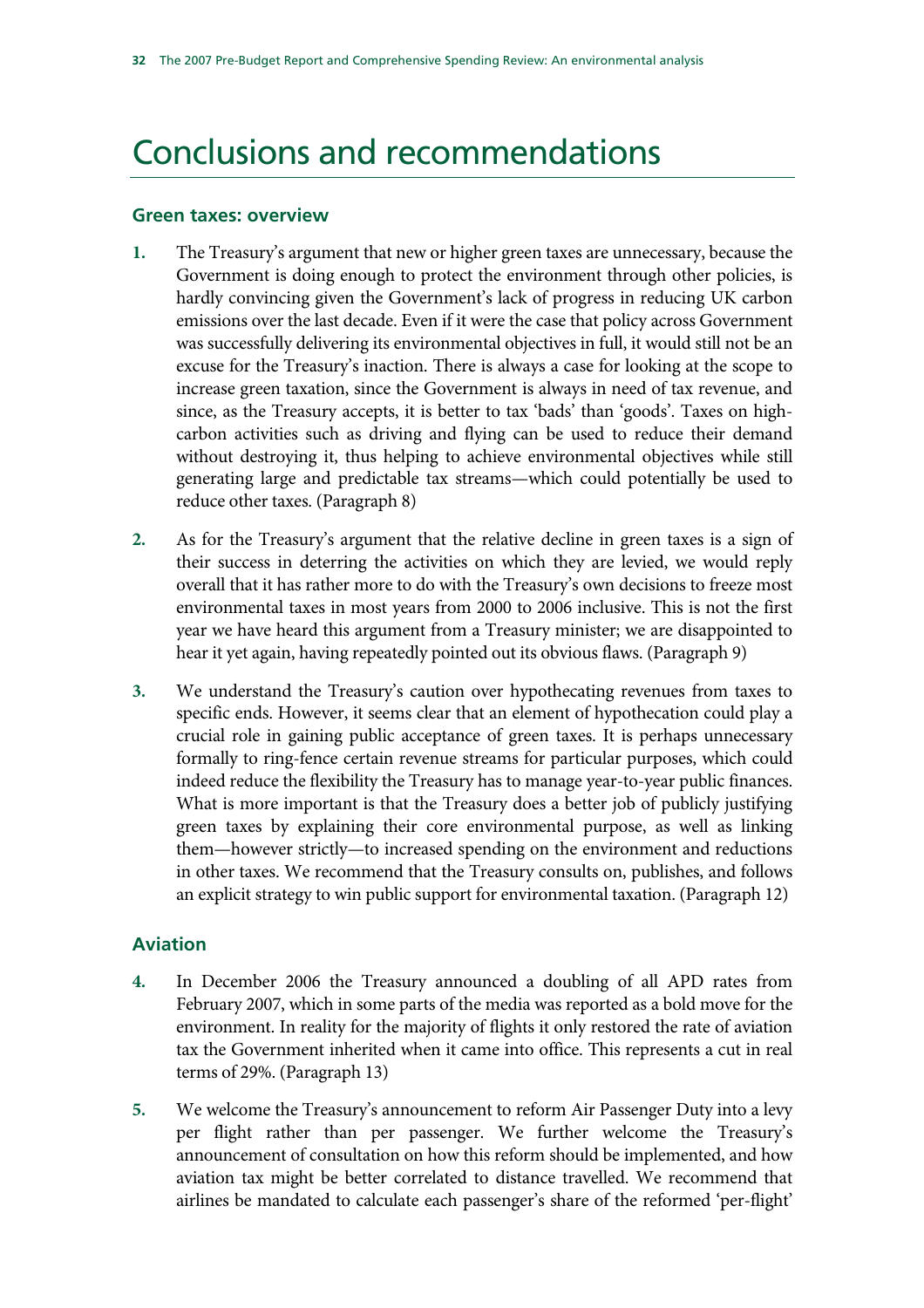# Conclusions and recommendations

### Green taxes: overview

**1.** The Treasury's argument that new or higher green taxes are unnecessary, because the Government is doing enough to protect the environment through other policies, is hardly convincing given the Government's lack of progress in reducing UK carbon emissions over the last decade. Even if it were the case that policy across Government was successfully delivering its environmental objectives in full, it would still not be an excuse for the Treasury's inaction. There is always a case for looking at the scope to increase green taxation, since the Government is always in need of tax revenue, and since, as the Treasury accepts, it is better to tax 'bads' than 'goods'. Taxes on high-carbon activities such as driving and flying can be used to reduce their demand without destroying it, thus helping to achieve environmental objectives while still generating large and predictable tax streams—which could potentially be used to reduce other taxes. (Paragraph 8)

**2.** As for the Treasury's argument that the relative decline in green taxes is a sign of their success in deterring the activities on which they are levied, we would reply overall that it has rather more to do with the Treasury's own decisions to freeze most environmental taxes in most years from 2000 to 2006 inclusive. This is not the first year we have heard this argument from a Treasury minister; we are disappointed to hear it yet again, having repeatedly pointed out its obvious flaws. (Paragraph 9)

**3.** We understand the Treasury's caution over hypothecating revenues from taxes to specific ends. However, it seems clear that an element of hypothecation could play a crucial role in gaining public acceptance of green taxes. It is perhaps unnecessary formally to ring-fence certain revenue streams for particular purposes, which could indeed reduce the flexibility the Treasury has to manage year-to-year public finances. What is more important is that the Treasury does a better job of publicly justifying green taxes by explaining their core environmental purpose, as well as linking them—however strictly—to increased spending on the environment and reductions in other taxes. We recommend that the Treasury consults on, publishes, and follows an explicit strategy to win public support for environmental taxation. (Paragraph 12)

### Aviation

**4.** In December 2006 the Treasury announced a doubling of all APD rates from February 2007, which in some parts of the media was reported as a bold move for the environment. In reality for the majority of flights it only restored the rate of aviation tax the Government inherited when it came into office. This represents a cut in real terms of 29%. (Paragraph 13)

**5.** We welcome the Treasury's announcement to reform Air Passenger Duty into a levy per flight rather than per passenger. We further welcome the Treasury's announcement of consultation on how this reform should be implemented, and how aviation tax might be better correlated to distance travelled. We recommend that airlines be mandated to calculate each passenger's share of the reformed 'per-flight'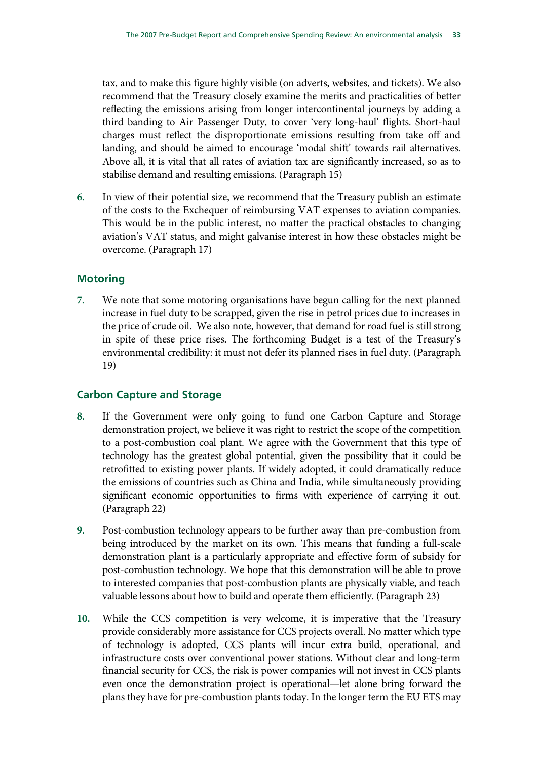tax, and to make this figure highly visible (on adverts, websites, and tickets). We also recommend that the Treasury closely examine the merits and practicalities of better reflecting the emissions arising from longer intercontinental journeys by adding a third banding to Air Passenger Duty, to cover 'very long-haul' flights. Short-haul charges must reflect the disproportionate emissions resulting from take off and landing, and should be aimed to encourage 'modal shift' towards rail alternatives. Above all, it is vital that all rates of aviation tax are significantly increased, so as to stabilise demand and resulting emissions. (Paragraph 15)

6. In view of their potential size, we recommend that the Treasury publish an estimate of the costs to the Exchequer of reimbursing VAT expenses to aviation companies. This would be in the public interest, no matter the practical obstacles to changing aviation's VAT status, and might galvanise interest in how these obstacles might be overcome. (Paragraph 17)

### Motoring

7. We note that some motoring organisations have begun calling for the next planned increase in fuel duty to be scrapped, given the rise in petrol prices due to increases in the price of crude oil. We also note, however, that demand for road fuel is still strong in spite of these price rises. The forthcoming Budget is a test of the Treasury's environmental credibility: it must not defer its planned rises in fuel duty. (Paragraph 19)

### Carbon Capture and Storage

8. If the Government were only going to fund one Carbon Capture and Storage demonstration project, we believe it was right to restrict the scope of the competition to a post-combustion coal plant. We agree with the Government that this type of technology has the greatest global potential, given the possibility that it could be retrofitted to existing power plants. If widely adopted, it could dramatically reduce the emissions of countries such as China and India, while simultaneously providing significant economic opportunities to firms with experience of carrying it out. (Paragraph 22)

9. Post-combustion technology appears to be further away than pre-combustion from being introduced by the market on its own. This means that funding a full-scale demonstration plant is a particularly appropriate and effective form of subsidy for post-combustion technology. We hope that this demonstration will be able to prove to interested companies that post-combustion plants are physically viable, and teach valuable lessons about how to build and operate them efficiently. (Paragraph 23)

10. While the CCS competition is very welcome, it is imperative that the Treasury provide considerably more assistance for CCS projects overall. No matter which type of technology is adopted, CCS plants will incur extra build, operational, and infrastructure costs over conventional power stations. Without clear and long-term financial security for CCS, the risk is power companies will not invest in CCS plants even once the demonstration project is operational—let alone bring forward the plans they have for pre-combustion plants today. In the longer term the EU ETS may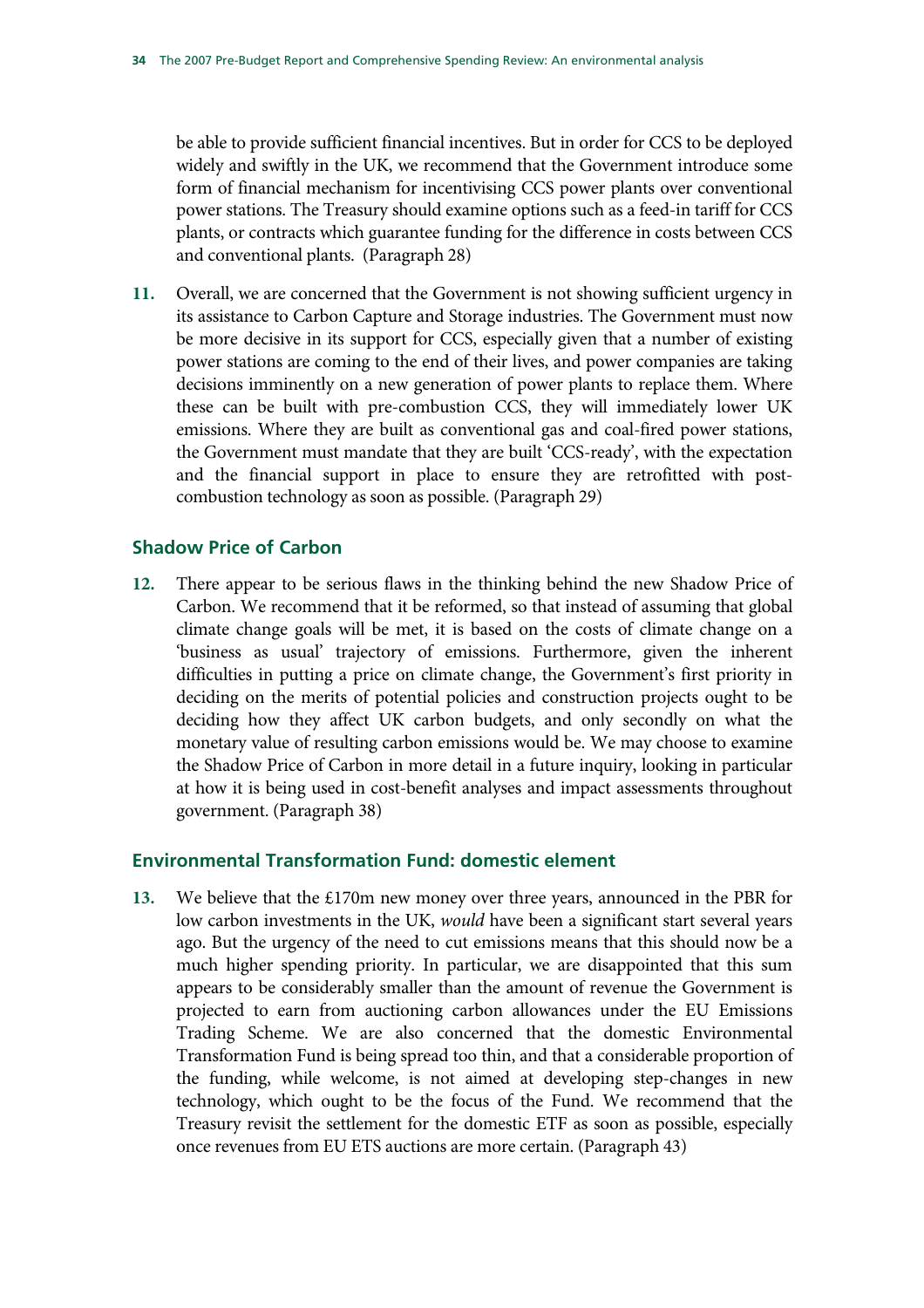be able to provide sufficient financial incentives. But in order for CCS to be deployed widely and swiftly in the UK, we recommend that the Government introduce some form of financial mechanism for incentivising CCS power plants over conventional power stations. The Treasury should examine options such as a feed-in tariff for CCS plants, or contracts which guarantee funding for the difference in costs between CCS and conventional plants. (Paragraph 28)

11. Overall, we are concerned that the Government is not showing sufficient urgency in its assistance to Carbon Capture and Storage industries. The Government must now be more decisive in its support for CCS, especially given that a number of existing power stations are coming to the end of their lives, and power companies are taking decisions imminently on a new generation of power plants to replace them. Where these can be built with pre-combustion CCS, they will immediately lower UK emissions. Where they are built as conventional gas and coal-fired power stations, the Government must mandate that they are built 'CCS-ready', with the expectation and the financial support in place to ensure they are retrofitted with post-combustion technology as soon as possible. (Paragraph 29)

### Shadow Price of Carbon

12. There appear to be serious flaws in the thinking behind the new Shadow Price of Carbon. We recommend that it be reformed, so that instead of assuming that global climate change goals will be met, it is based on the costs of climate change on a 'business as usual' trajectory of emissions. Furthermore, given the inherent difficulties in putting a price on climate change, the Government's first priority in deciding on the merits of potential policies and construction projects ought to be deciding how they affect UK carbon budgets, and only secondly on what the monetary value of resulting carbon emissions would be. We may choose to examine the Shadow Price of Carbon in more detail in a future inquiry, looking in particular at how it is being used in cost-benefit analyses and impact assessments throughout government. (Paragraph 38)

### Environmental Transformation Fund: domestic element

13. We believe that the £170m new money over three years, announced in the PBR for low carbon investments in the UK, *would* have been a significant start several years ago. But the urgency of the need to cut emissions means that this should now be a much higher spending priority. In particular, we are disappointed that this sum appears to be considerably smaller than the amount of revenue the Government is projected to earn from auctioning carbon allowances under the EU Emissions Trading Scheme. We are also concerned that the domestic Environmental Transformation Fund is being spread too thin, and that a considerable proportion of the funding, while welcome, is not aimed at developing step-changes in new technology, which ought to be the focus of the Fund. We recommend that the Treasury revisit the settlement for the domestic ETF as soon as possible, especially once revenues from EU ETS auctions are more certain. (Paragraph 43)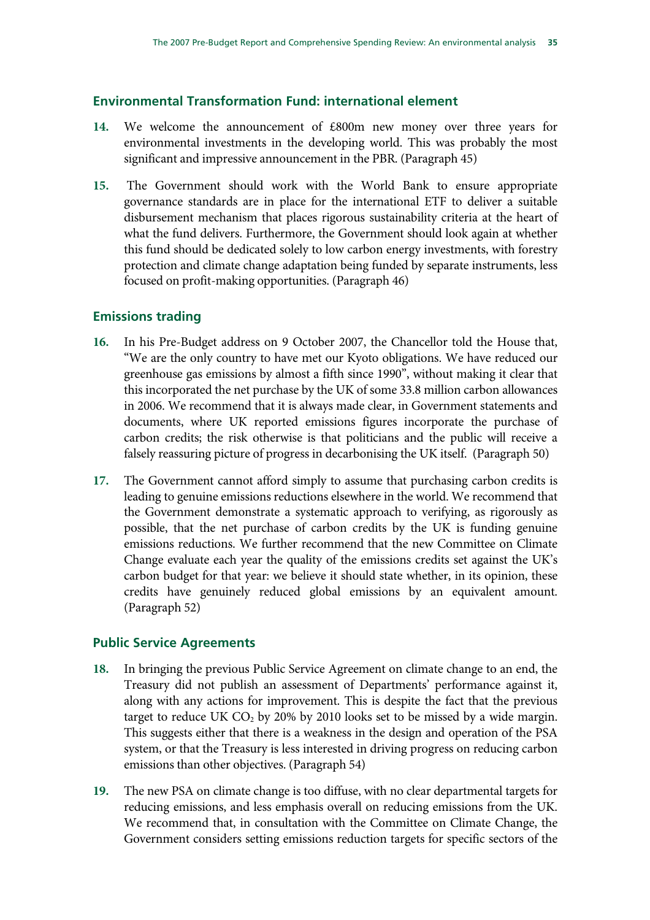### Environmental Transformation Fund: international element

14. We welcome the announcement of £800m new money over three years for environmental investments in the developing world. This was probably the most significant and impressive announcement in the PBR. (Paragraph 45)

15. The Government should work with the World Bank to ensure appropriate governance standards are in place for the international ETF to deliver a suitable disbursement mechanism that places rigorous sustainability criteria at the heart of what the fund delivers. Furthermore, the Government should look again at whether this fund should be dedicated solely to low carbon energy investments, with forestry protection and climate change adaptation being funded by separate instruments, less focused on profit-making opportunities. (Paragraph 46)

### Emissions trading

16. In his Pre-Budget address on 9 October 2007, the Chancellor told the House that, "We are the only country to have met our Kyoto obligations. We have reduced our greenhouse gas emissions by almost a fifth since 1990", without making it clear that this incorporated the net purchase by the UK of some 33.8 million carbon allowances in 2006. We recommend that it is always made clear, in Government statements and documents, where UK reported emissions figures incorporate the purchase of carbon credits; the risk otherwise is that politicians and the public will receive a falsely reassuring picture of progress in decarbonising the UK itself. (Paragraph 50)

17. The Government cannot afford simply to assume that purchasing carbon credits is leading to genuine emissions reductions elsewhere in the world. We recommend that the Government demonstrate a systematic approach to verifying, as rigorously as possible, that the net purchase of carbon credits by the UK is funding genuine emissions reductions. We further recommend that the new Committee on Climate Change evaluate each year the quality of the emissions credits set against the UK's carbon budget for that year: we believe it should state whether, in its opinion, these credits have genuinely reduced global emissions by an equivalent amount. (Paragraph 52)

### Public Service Agreements

18. In bringing the previous Public Service Agreement on climate change to an end, the Treasury did not publish an assessment of Departments' performance against it, along with any actions for improvement. This is despite the fact that the previous target to reduce UK $CO_2$ by 20% by 2010 looks set to be missed by a wide margin. This suggests either that there is a weakness in the design and operation of the PSA system, or that the Treasury is less interested in driving progress on reducing carbon emissions than other objectives. (Paragraph 54)

19. The new PSA on climate change is too diffuse, with no clear departmental targets for reducing emissions, and less emphasis overall on reducing emissions from the UK. We recommend that, in consultation with the Committee on Climate Change, the Government considers setting emissions reduction targets for specific sectors of the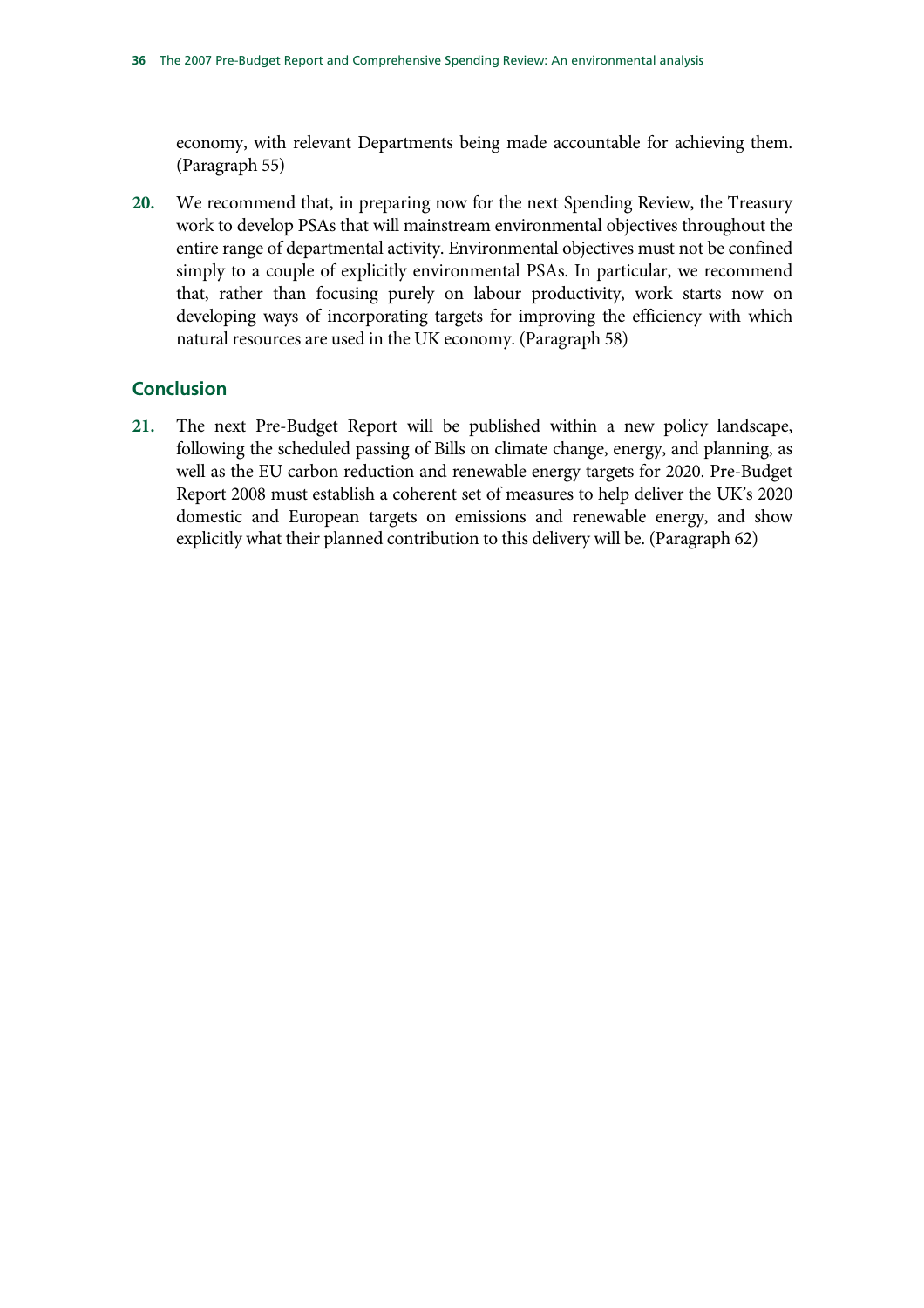economy, with relevant Departments being made accountable for achieving them. (Paragraph 55)

**20.** We recommend that, in preparing now for the next Spending Review, the Treasury work to develop PSAs that will mainstream environmental objectives throughout the entire range of departmental activity. Environmental objectives must not be confined simply to a couple of explicitly environmental PSAs. In particular, we recommend that, rather than focusing purely on labour productivity, work starts now on developing ways of incorporating targets for improving the efficiency with which natural resources are used in the UK economy. (Paragraph 58)

## Conclusion

**21.** The next Pre-Budget Report will be published within a new policy landscape, following the scheduled passing of Bills on climate change, energy, and planning, as well as the EU carbon reduction and renewable energy targets for 2020. Pre-Budget Report 2008 must establish a coherent set of measures to help deliver the UK's 2020 domestic and European targets on emissions and renewable energy, and show explicitly what their planned contribution to this delivery will be. (Paragraph 62)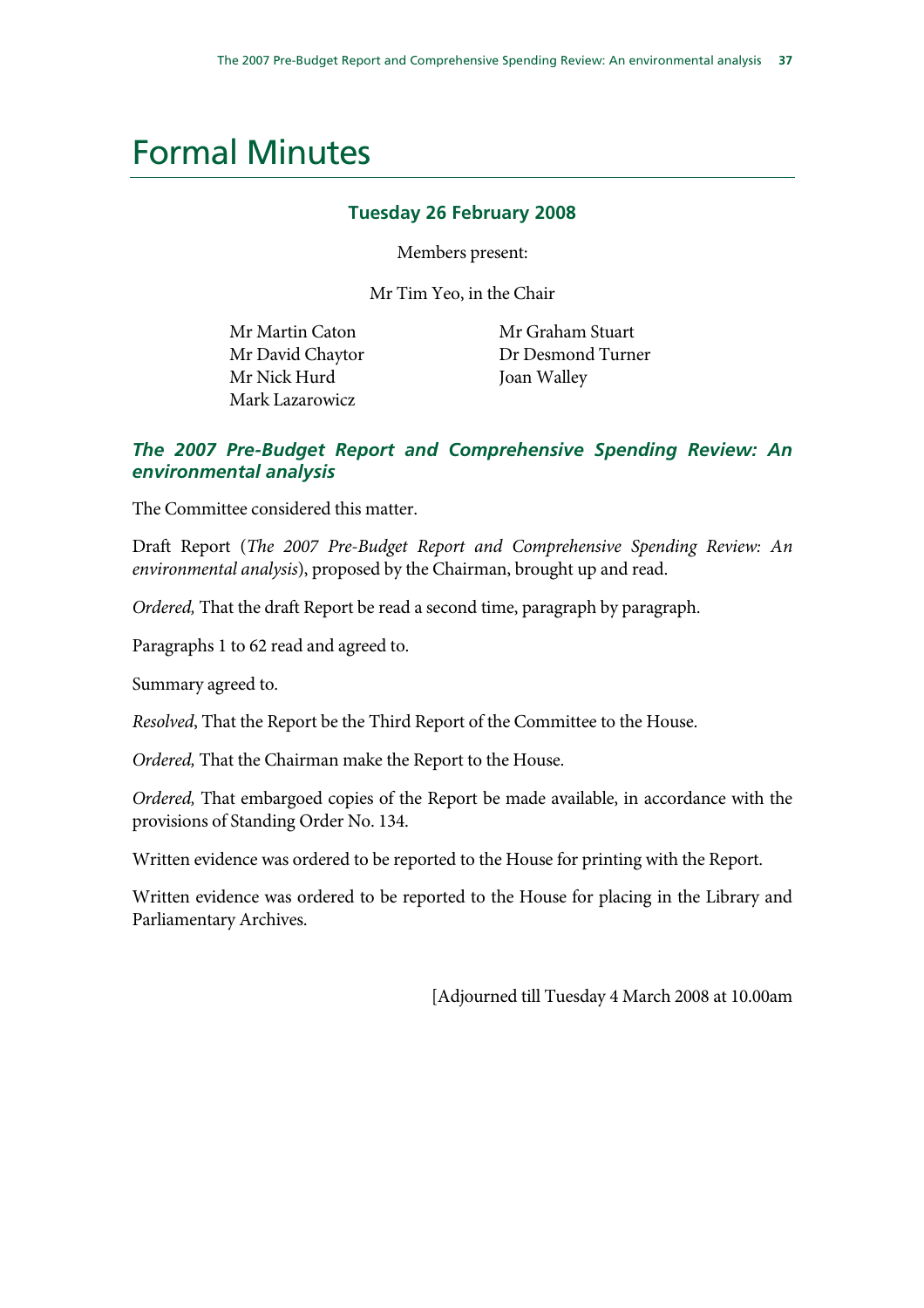# Formal Minutes

### Tuesday 26 February 2008

Members present:

Mr Tim Yeo, in the Chair

Mr Martin Caton
Mr David Chaytor
Mr Nick Hurd
Mark Lazarowicz
Mr Graham Stuart
Dr Desmond Turner
Joan Walley

### *The 2007 Pre-Budget Report and Comprehensive Spending Review: An environmental analysis*

The Committee considered this matter.

Draft Report (*The 2007 Pre-Budget Report and Comprehensive Spending Review: An environmental analysis*), proposed by the Chairman, brought up and read.

*Ordered,* That the draft Report be read a second time, paragraph by paragraph.

Paragraphs 1 to 62 read and agreed to.

Summary agreed to.

*Resolved*, That the Report be the Third Report of the Committee to the House.

*Ordered,* That the Chairman make the Report to the House.

*Ordered,* That embargoed copies of the Report be made available, in accordance with the provisions of Standing Order No. 134.

Written evidence was ordered to be reported to the House for printing with the Report.

Written evidence was ordered to be reported to the House for placing in the Library and Parliamentary Archives.

[Adjourned till Tuesday 4 March 2008 at 10.00am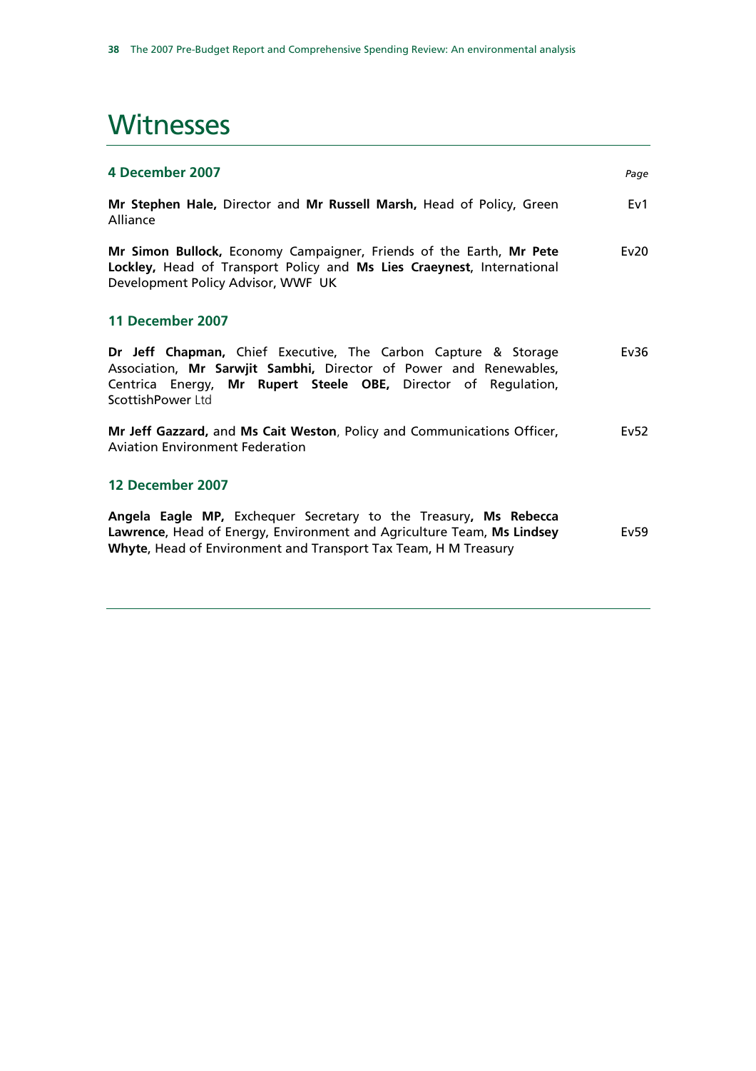# Witnesses

| **4 December 2007** | *Page* |
|---|---|
| **Mr Stephen Hale,** Director and **Mr Russell Marsh,** Head of Policy, Green Alliance | Ev1 |
| **Mr Simon Bullock,** Economy Campaigner, Friends of the Earth, **Mr Pete Lockley,** Head of Transport Policy and **Ms Lies Craeynest**, International Development Policy Advisor, WWF UK | Ev20 |
| **11 December 2007** | |
| **Dr Jeff Chapman,** Chief Executive, The Carbon Capture & Storage Association, **Mr Sarwjit Sambhi,** Director of Power and Renewables, Centrica Energy, **Mr Rupert Steele OBE,** Director of Regulation, ScottishPower Ltd | Ev36 |
| **Mr Jeff Gazzard,** and **Ms Cait Weston**, Policy and Communications Officer, Aviation Environment Federation | Ev52 |
| **12 December 2007** | |
| **Angela Eagle MP,** Exchequer Secretary to the Treasury**, Ms Rebecca Lawrence**, Head of Energy, Environment and Agriculture Team, **Ms Lindsey Whyte**, Head of Environment and Transport Tax Team, H M Treasury | Ev59 |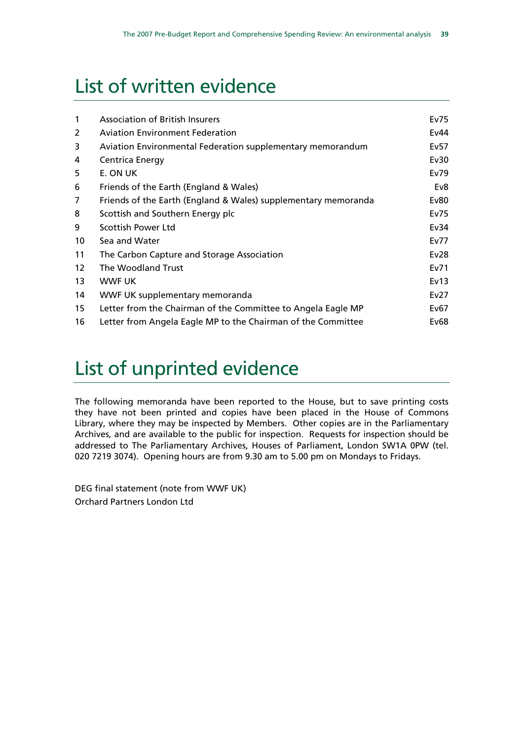# List of written evidence

| | | |
|---|---|---|
| 1 | Association of British Insurers | Ev75 |
| 2 | Aviation Environment Federation | Ev44 |
| 3 | Aviation Environmental Federation supplementary memorandum | Ev57 |
| 4 | Centrica Energy | Ev30 |
| 5 | E. ON UK | Ev79 |
| 6 | Friends of the Earth (England & Wales) | Ev8 |
| 7 | Friends of the Earth (England & Wales) supplementary memoranda | Ev80 |
| 8 | Scottish and Southern Energy plc | Ev75 |
| 9 | Scottish Power Ltd | Ev34 |
| 10 | Sea and Water | Ev77 |
| 11 | The Carbon Capture and Storage Association | Ev28 |
| 12 | The Woodland Trust | Ev71 |
| 13 | WWF UK | Ev13 |
| 14 | WWF UK supplementary memoranda | Ev27 |
| 15 | Letter from the Chairman of the Committee to Angela Eagle MP | Ev67 |
| 16 | Letter from Angela Eagle MP to the Chairman of the Committee | Ev68 |

# List of unprinted evidence

The following memoranda have been reported to the House, but to save printing costs they have not been printed and copies have been placed in the House of Commons Library, where they may be inspected by Members. Other copies are in the Parliamentary Archives, and are available to the public for inspection. Requests for inspection should be addressed to The Parliamentary Archives, Houses of Parliament, London SW1A 0PW (tel. 020 7219 3074). Opening hours are from 9.30 am to 5.00 pm on Mondays to Fridays.

DEG final statement (note from WWF UK)
Orchard Partners London Ltd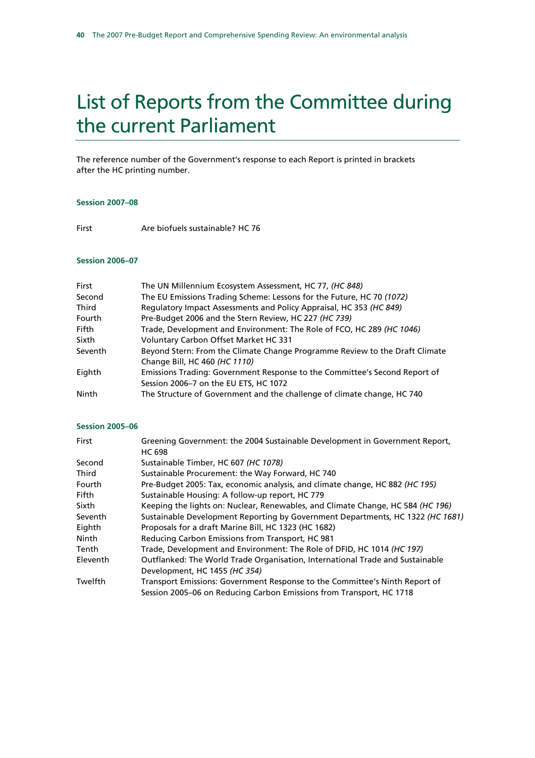# List of Reports from the Committee during the current Parliament

The reference number of the Government's response to each Report is printed in brackets after the HC printing number.

### Session 2007–08

| | |
|---|---|
| First | Are biofuels sustainable? HC 76 |

### Session 2006–07

| | |
|---|---|
| First | The UN Millennium Ecosystem Assessment, HC 77, *(HC 848)* |
| Second | The EU Emissions Trading Scheme: Lessons for the Future, HC 70 *(1072)* |
| Third | Regulatory Impact Assessments and Policy Appraisal, HC 353 *(HC 849)* |
| Fourth | Pre-Budget 2006 and the Stern Review, HC 227 *(HC 739)* |
| Fifth | Trade, Development and Environment: The Role of FCO, HC 289 *(HC 1046)* |
| Sixth | Voluntary Carbon Offset Market HC 331 |
| Seventh | Beyond Stern: From the Climate Change Programme Review to the Draft Climate Change Bill, HC 460 *(HC 1110)* |
| Eighth | Emissions Trading: Government Response to the Committee's Second Report of Session 2006–7 on the EU ETS, HC 1072 |
| Ninth | The Structure of Government and the challenge of climate change, HC 740 |

### Session 2005–06

| | |
|---|---|
| First | Greening Government: the 2004 Sustainable Development in Government Report, HC 698 |
| Second | Sustainable Timber, HC 607 *(HC 1078)* |
| Third | Sustainable Procurement: the Way Forward, HC 740 |
| Fourth | Pre-Budget 2005: Tax, economic analysis, and climate change, HC 882 *(HC 195)* |
| Fifth | Sustainable Housing: A follow-up report, HC 779 |
| Sixth | Keeping the lights on: Nuclear, Renewables, and Climate Change, HC 584 *(HC 196)* |
| Seventh | Sustainable Development Reporting by Government Departments, HC 1322 *(HC 1681)* |
| Eighth | Proposals for a draft Marine Bill, HC 1323 (HC 1682) |
| Ninth | Reducing Carbon Emissions from Transport, HC 981 |
| Tenth | Trade, Development and Environment: The Role of DFID, HC 1014 *(HC 197)* |
| Eleventh | Outflanked: The World Trade Organisation, International Trade and Sustainable Development, HC 1455 *(HC 354)* |
| Twelfth | Transport Emissions: Government Response to the Committee's Ninth Report of Session 2005–06 on Reducing Carbon Emissions from Transport, HC 1718 |